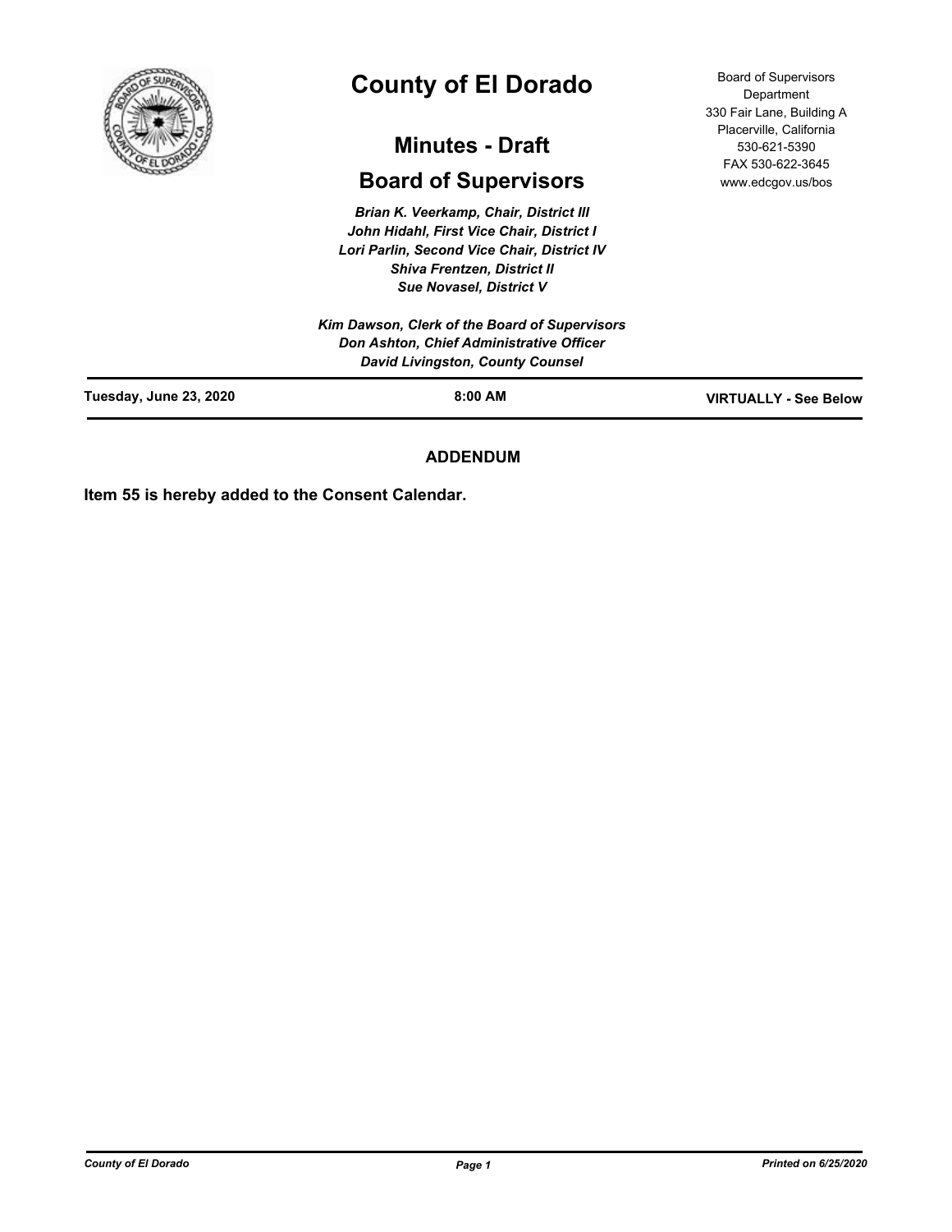# County of El Dorado

## Minutes - Draft

## Board of Supervisors

Board of Supervisors Department
330 Fair Lane, Building A
Placerville, California
530-621-5390
FAX 530-622-3645
www.edcgov.us/bos

*Brian K. Veerkamp, Chair, District III*
*John Hidahl, First Vice Chair, District I*
*Lori Parlin, Second Vice Chair, District IV*
*Shiva Frentzen, District II*
*Sue Novasel, District V*

*Kim Dawson, Clerk of the Board of Supervisors*
*Don Ashton, Chief Administrative Officer*
*David Livingston, County Counsel*

**Tuesday, June 23, 2020** | **8:00 AM** | **VIRTUALLY - See Below**

### ADDENDUM

**Item 55 is hereby added to the Consent Calendar.**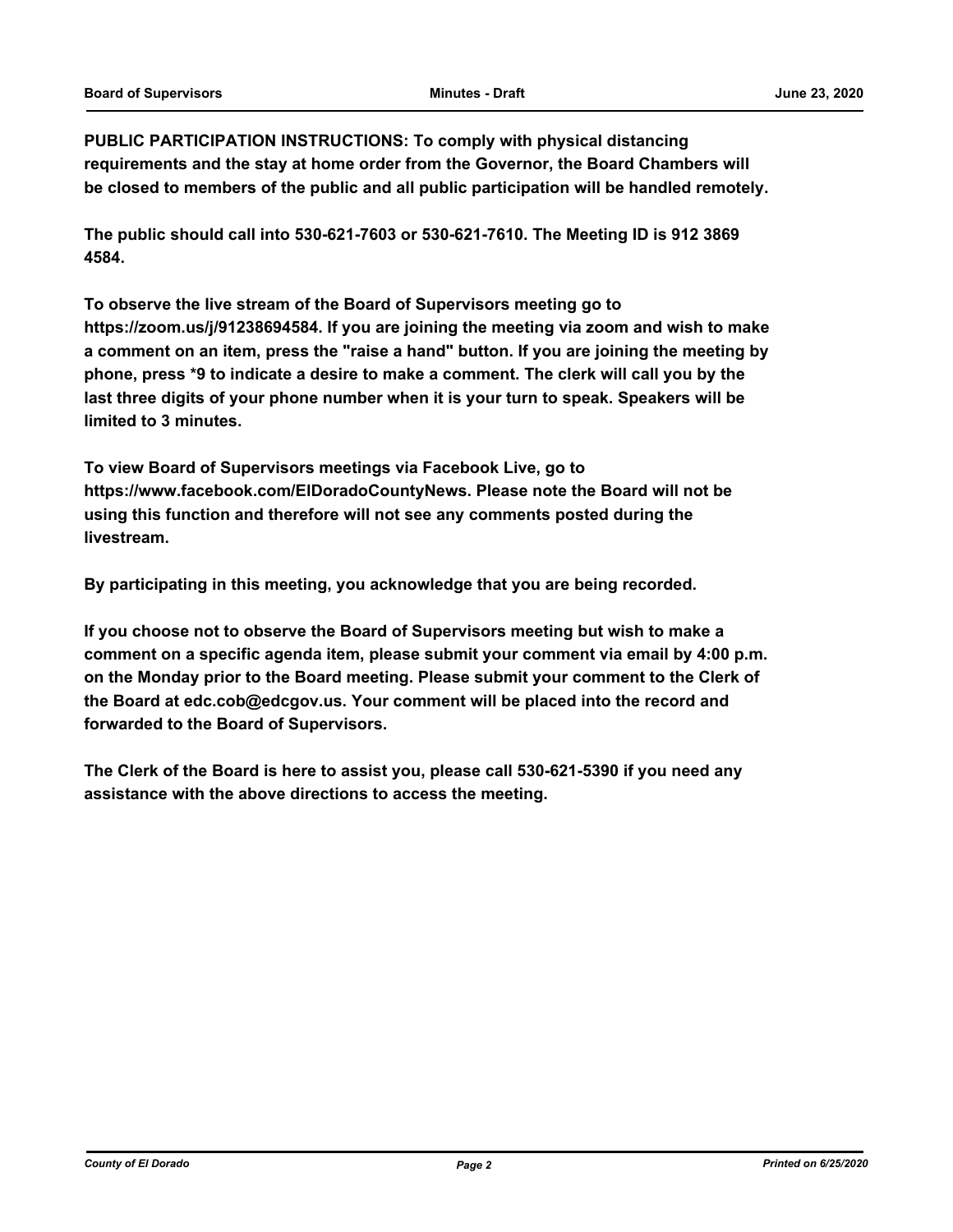**PUBLIC PARTICIPATION INSTRUCTIONS: To comply with physical distancing requirements and the stay at home order from the Governor, the Board Chambers will be closed to members of the public and all public participation will be handled remotely.**

**The public should call into 530-621-7603 or 530-621-7610. The Meeting ID is 912 3869 4584.**

**To observe the live stream of the Board of Supervisors meeting go to https://zoom.us/j/91238694584. If you are joining the meeting via zoom and wish to make a comment on an item, press the "raise a hand" button. If you are joining the meeting by phone, press *9 to indicate a desire to make a comment. The clerk will call you by the last three digits of your phone number when it is your turn to speak. Speakers will be limited to 3 minutes.**

**To view Board of Supervisors meetings via Facebook Live, go to https://www.facebook.com/ElDoradoCountyNews. Please note the Board will not be using this function and therefore will not see any comments posted during the livestream.**

**By participating in this meeting, you acknowledge that you are being recorded.**

**If you choose not to observe the Board of Supervisors meeting but wish to make a comment on a specific agenda item, please submit your comment via email by 4:00 p.m. on the Monday prior to the Board meeting. Please submit your comment to the Clerk of the Board at edc.cob@edcgov.us. Your comment will be placed into the record and forwarded to the Board of Supervisors.**

**The Clerk of the Board is here to assist you, please call 530-621-5390 if you need any assistance with the above directions to access the meeting.**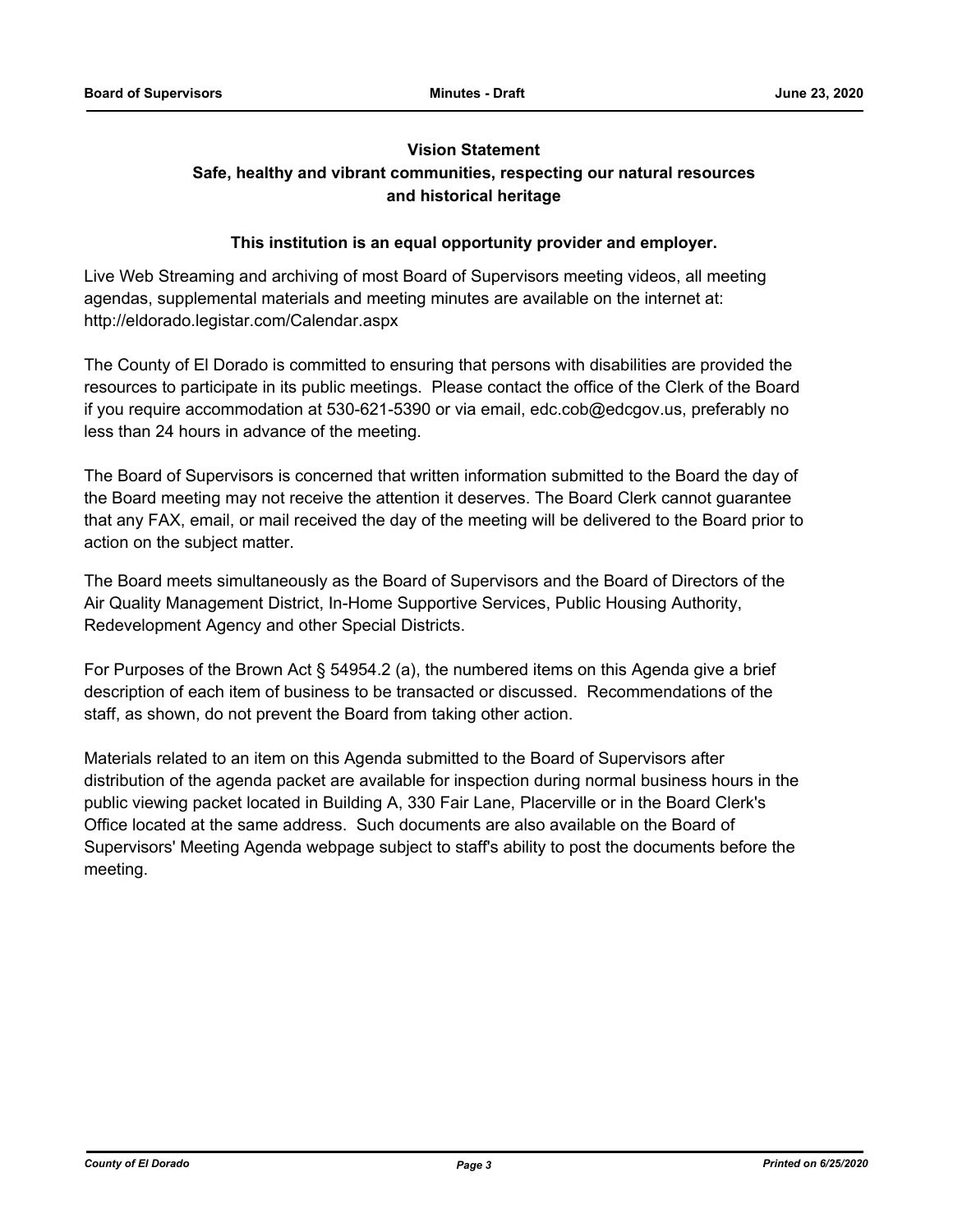**Vision Statement**

**Safe, healthy and vibrant communities, respecting our natural resources and historical heritage**

**This institution is an equal opportunity provider and employer.**

Live Web Streaming and archiving of most Board of Supervisors meeting videos, all meeting agendas, supplemental materials and meeting minutes are available on the internet at: http://eldorado.legistar.com/Calendar.aspx

The County of El Dorado is committed to ensuring that persons with disabilities are provided the resources to participate in its public meetings. Please contact the office of the Clerk of the Board if you require accommodation at 530-621-5390 or via email, edc.cob@edcgov.us, preferably no less than 24 hours in advance of the meeting.

The Board of Supervisors is concerned that written information submitted to the Board the day of the Board meeting may not receive the attention it deserves. The Board Clerk cannot guarantee that any FAX, email, or mail received the day of the meeting will be delivered to the Board prior to action on the subject matter.

The Board meets simultaneously as the Board of Supervisors and the Board of Directors of the Air Quality Management District, In-Home Supportive Services, Public Housing Authority, Redevelopment Agency and other Special Districts.

For Purposes of the Brown Act § 54954.2 (a), the numbered items on this Agenda give a brief description of each item of business to be transacted or discussed. Recommendations of the staff, as shown, do not prevent the Board from taking other action.

Materials related to an item on this Agenda submitted to the Board of Supervisors after distribution of the agenda packet are available for inspection during normal business hours in the public viewing packet located in Building A, 330 Fair Lane, Placerville or in the Board Clerk's Office located at the same address. Such documents are also available on the Board of Supervisors' Meeting Agenda webpage subject to staff's ability to post the documents before the meeting.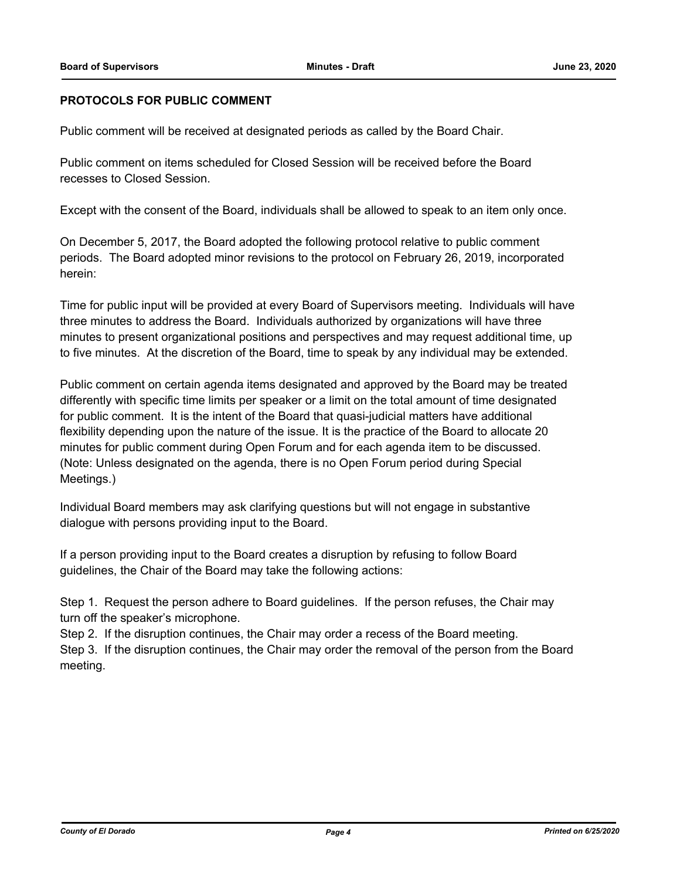**PROTOCOLS FOR PUBLIC COMMENT**

Public comment will be received at designated periods as called by the Board Chair.

Public comment on items scheduled for Closed Session will be received before the Board recesses to Closed Session.

Except with the consent of the Board, individuals shall be allowed to speak to an item only once.

On December 5, 2017, the Board adopted the following protocol relative to public comment periods. The Board adopted minor revisions to the protocol on February 26, 2019, incorporated herein:

Time for public input will be provided at every Board of Supervisors meeting. Individuals will have three minutes to address the Board. Individuals authorized by organizations will have three minutes to present organizational positions and perspectives and may request additional time, up to five minutes. At the discretion of the Board, time to speak by any individual may be extended.

Public comment on certain agenda items designated and approved by the Board may be treated differently with specific time limits per speaker or a limit on the total amount of time designated for public comment. It is the intent of the Board that quasi-judicial matters have additional flexibility depending upon the nature of the issue. It is the practice of the Board to allocate 20 minutes for public comment during Open Forum and for each agenda item to be discussed. (Note: Unless designated on the agenda, there is no Open Forum period during Special Meetings.)

Individual Board members may ask clarifying questions but will not engage in substantive dialogue with persons providing input to the Board.

If a person providing input to the Board creates a disruption by refusing to follow Board guidelines, the Chair of the Board may take the following actions:

Step 1. Request the person adhere to Board guidelines. If the person refuses, the Chair may turn off the speaker's microphone.
Step 2. If the disruption continues, the Chair may order a recess of the Board meeting.
Step 3. If the disruption continues, the Chair may order the removal of the person from the Board meeting.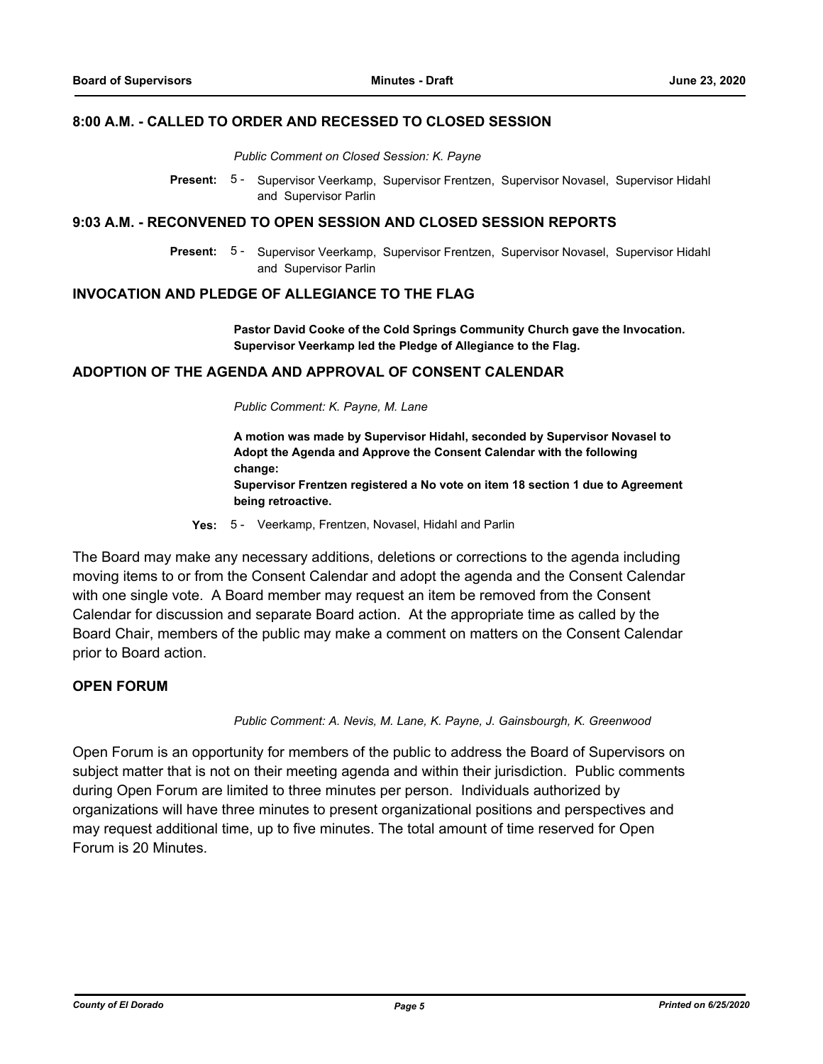### 8:00 A.M. - CALLED TO ORDER AND RECESSED TO CLOSED SESSION

*Public Comment on Closed Session: K. Payne*

**Present:** 5 - Supervisor Veerkamp, Supervisor Frentzen, Supervisor Novasel, Supervisor Hidahl and Supervisor Parlin

### 9:03 A.M. - RECONVENED TO OPEN SESSION AND CLOSED SESSION REPORTS

**Present:** 5 - Supervisor Veerkamp, Supervisor Frentzen, Supervisor Novasel, Supervisor Hidahl and Supervisor Parlin

### INVOCATION AND PLEDGE OF ALLEGIANCE TO THE FLAG

**Pastor David Cooke of the Cold Springs Community Church gave the Invocation. Supervisor Veerkamp led the Pledge of Allegiance to the Flag.**

### ADOPTION OF THE AGENDA AND APPROVAL OF CONSENT CALENDAR

*Public Comment: K. Payne, M. Lane*

**A motion was made by Supervisor Hidahl, seconded by Supervisor Novasel to Adopt the Agenda and Approve the Consent Calendar with the following change:**
**Supervisor Frentzen registered a No vote on item 18 section 1 due to Agreement being retroactive.**

**Yes:** 5 - Veerkamp, Frentzen, Novasel, Hidahl and Parlin

The Board may make any necessary additions, deletions or corrections to the agenda including moving items to or from the Consent Calendar and adopt the agenda and the Consent Calendar with one single vote. A Board member may request an item be removed from the Consent Calendar for discussion and separate Board action. At the appropriate time as called by the Board Chair, members of the public may make a comment on matters on the Consent Calendar prior to Board action.

### OPEN FORUM

*Public Comment: A. Nevis, M. Lane, K. Payne, J. Gainsbourgh, K. Greenwood*

Open Forum is an opportunity for members of the public to address the Board of Supervisors on subject matter that is not on their meeting agenda and within their jurisdiction. Public comments during Open Forum are limited to three minutes per person. Individuals authorized by organizations will have three minutes to present organizational positions and perspectives and may request additional time, up to five minutes. The total amount of time reserved for Open Forum is 20 Minutes.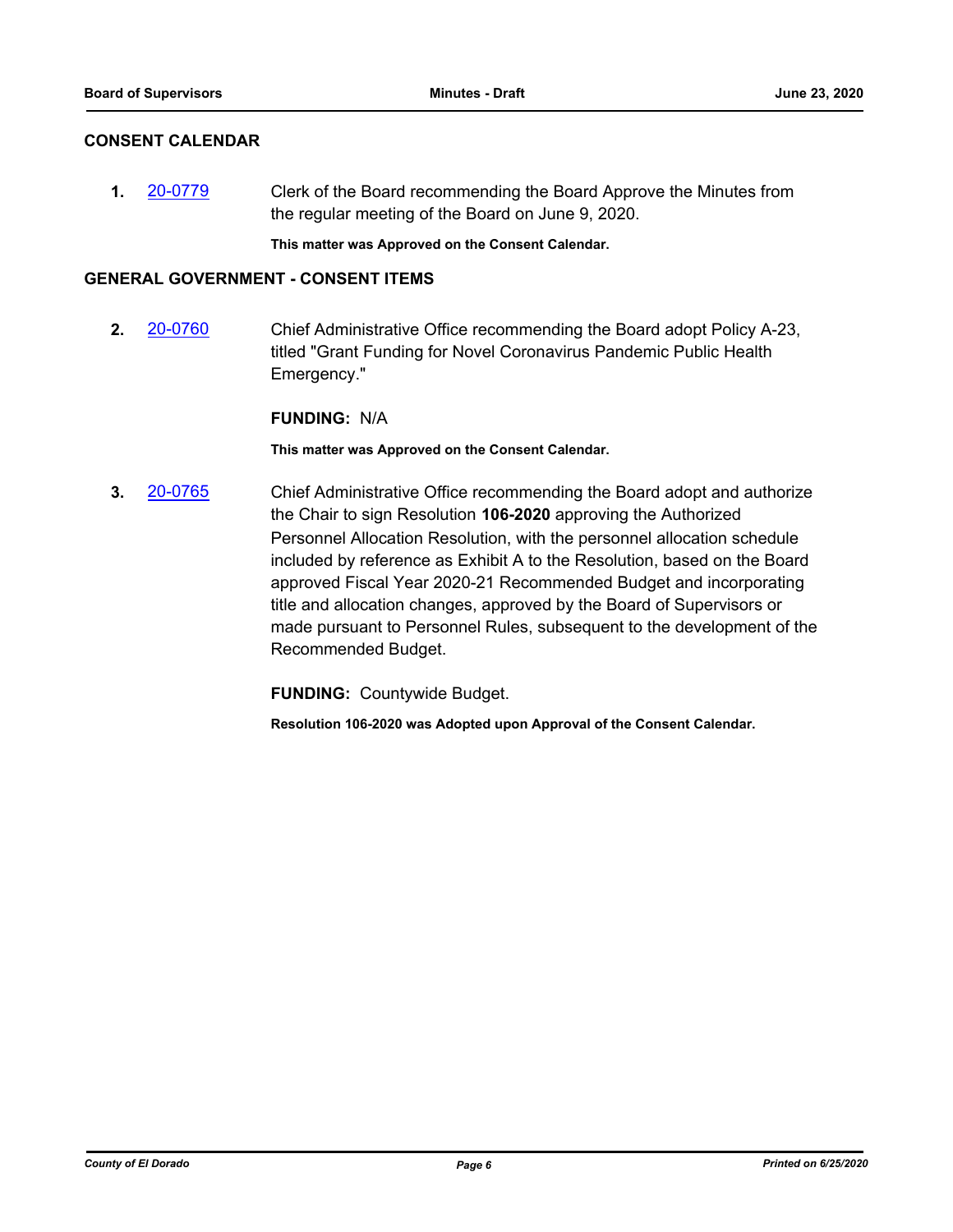## CONSENT CALENDAR

**1.** 20-0779 Clerk of the Board recommending the Board Approve the Minutes from the regular meeting of the Board on June 9, 2020.

**This matter was Approved on the Consent Calendar.**

## GENERAL GOVERNMENT - CONSENT ITEMS

**2.** 20-0760 Chief Administrative Office recommending the Board adopt Policy A-23, titled "Grant Funding for Novel Coronavirus Pandemic Public Health Emergency."

**FUNDING:** N/A

**This matter was Approved on the Consent Calendar.**

**3.** 20-0765 Chief Administrative Office recommending the Board adopt and authorize the Chair to sign Resolution **106-2020** approving the Authorized Personnel Allocation Resolution, with the personnel allocation schedule included by reference as Exhibit A to the Resolution, based on the Board approved Fiscal Year 2020-21 Recommended Budget and incorporating title and allocation changes, approved by the Board of Supervisors or made pursuant to Personnel Rules, subsequent to the development of the Recommended Budget.

**FUNDING:** Countywide Budget.

**Resolution 106-2020 was Adopted upon Approval of the Consent Calendar.**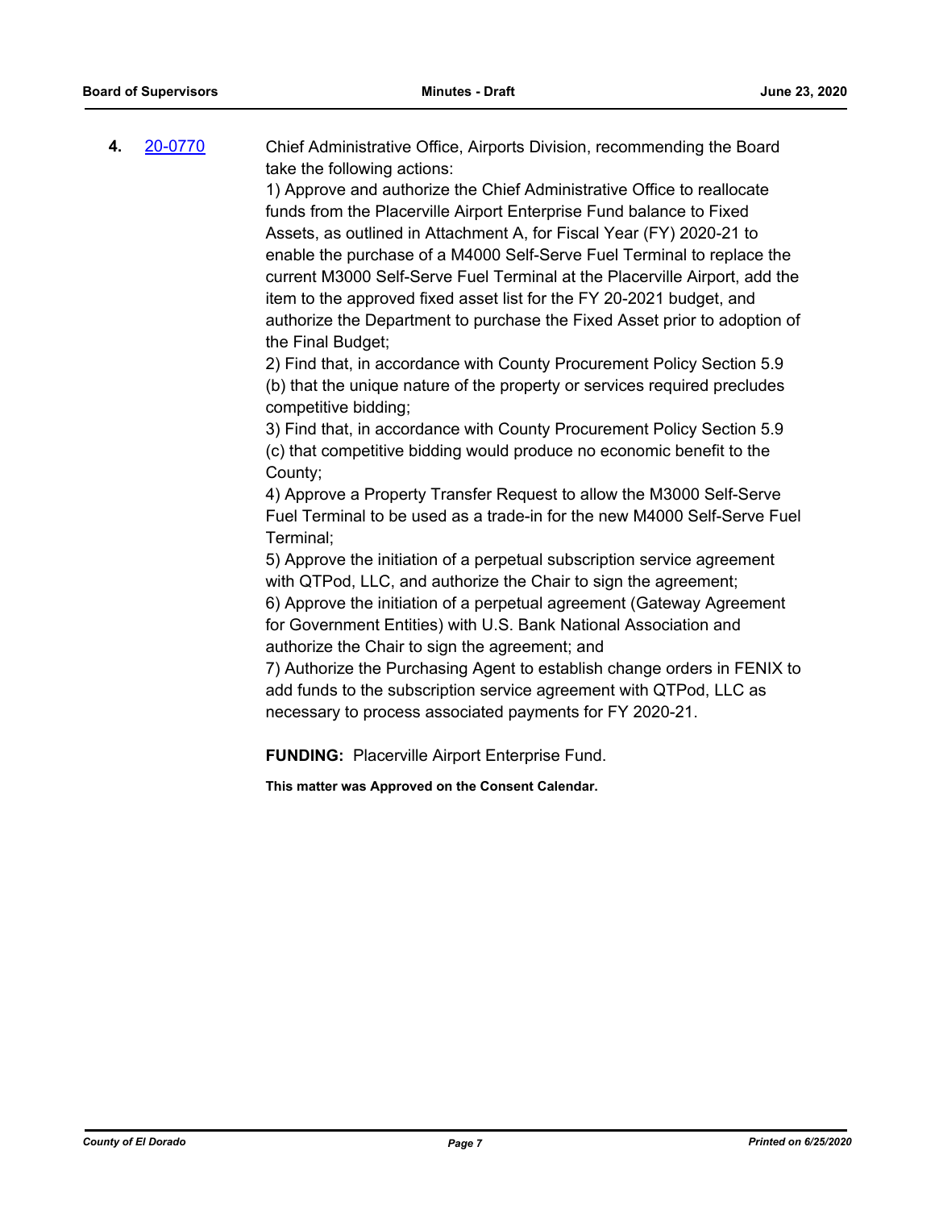**4.** [20-0770] Chief Administrative Office, Airports Division, recommending the Board take the following actions:

1) Approve and authorize the Chief Administrative Office to reallocate funds from the Placerville Airport Enterprise Fund balance to Fixed Assets, as outlined in Attachment A, for Fiscal Year (FY) 2020-21 to enable the purchase of a M4000 Self-Serve Fuel Terminal to replace the current M3000 Self-Serve Fuel Terminal at the Placerville Airport, add the item to the approved fixed asset list for the FY 20-2021 budget, and authorize the Department to purchase the Fixed Asset prior to adoption of the Final Budget;

2) Find that, in accordance with County Procurement Policy Section 5.9 (b) that the unique nature of the property or services required precludes competitive bidding;

3) Find that, in accordance with County Procurement Policy Section 5.9 (c) that competitive bidding would produce no economic benefit to the County;

4) Approve a Property Transfer Request to allow the M3000 Self-Serve Fuel Terminal to be used as a trade-in for the new M4000 Self-Serve Fuel Terminal;

5) Approve the initiation of a perpetual subscription service agreement with QTPod, LLC, and authorize the Chair to sign the agreement;

6) Approve the initiation of a perpetual agreement (Gateway Agreement for Government Entities) with U.S. Bank National Association and authorize the Chair to sign the agreement; and

7) Authorize the Purchasing Agent to establish change orders in FENIX to add funds to the subscription service agreement with QTPod, LLC as necessary to process associated payments for FY 2020-21.

**FUNDING:** Placerville Airport Enterprise Fund.

**This matter was Approved on the Consent Calendar.**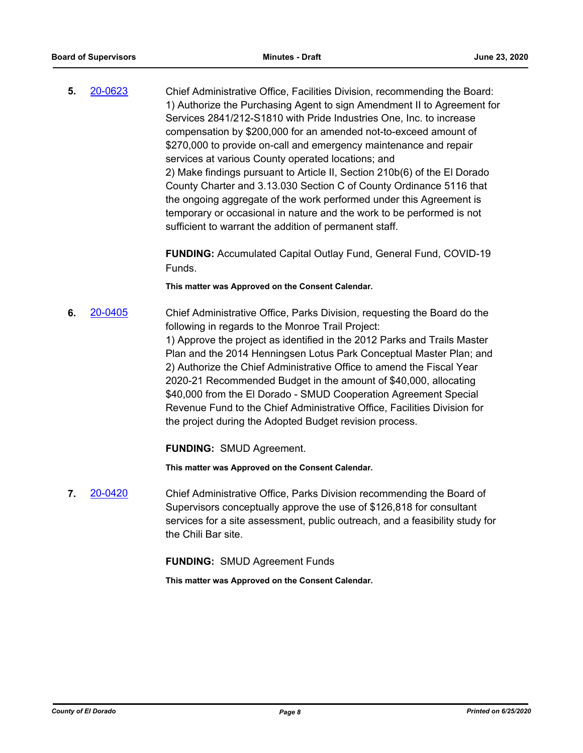**5.** 20-0623

Chief Administrative Office, Facilities Division, recommending the Board:
1) Authorize the Purchasing Agent to sign Amendment II to Agreement for Services 2841/212-S1810 with Pride Industries One, Inc. to increase compensation by $200,000 for an amended not-to-exceed amount of $270,000 to provide on-call and emergency maintenance and repair services at various County operated locations; and
2) Make findings pursuant to Article II, Section 210b(6) of the El Dorado County Charter and 3.13.030 Section C of County Ordinance 5116 that the ongoing aggregate of the work performed under this Agreement is temporary or occasional in nature and the work to be performed is not sufficient to warrant the addition of permanent staff.

**FUNDING:** Accumulated Capital Outlay Fund, General Fund, COVID-19 Funds.

**This matter was Approved on the Consent Calendar.**

**6.** 20-0405

Chief Administrative Office, Parks Division, requesting the Board do the following in regards to the Monroe Trail Project:
1) Approve the project as identified in the 2012 Parks and Trails Master Plan and the 2014 Henningsen Lotus Park Conceptual Master Plan; and
2) Authorize the Chief Administrative Office to amend the Fiscal Year 2020-21 Recommended Budget in the amount of $40,000, allocating $40,000 from the El Dorado - SMUD Cooperation Agreement Special Revenue Fund to the Chief Administrative Office, Facilities Division for the project during the Adopted Budget revision process.

**FUNDING:** SMUD Agreement.

**This matter was Approved on the Consent Calendar.**

**7.** 20-0420

Chief Administrative Office, Parks Division recommending the Board of Supervisors conceptually approve the use of $126,818 for consultant services for a site assessment, public outreach, and a feasibility study for the Chili Bar site.

**FUNDING:** SMUD Agreement Funds

**This matter was Approved on the Consent Calendar.**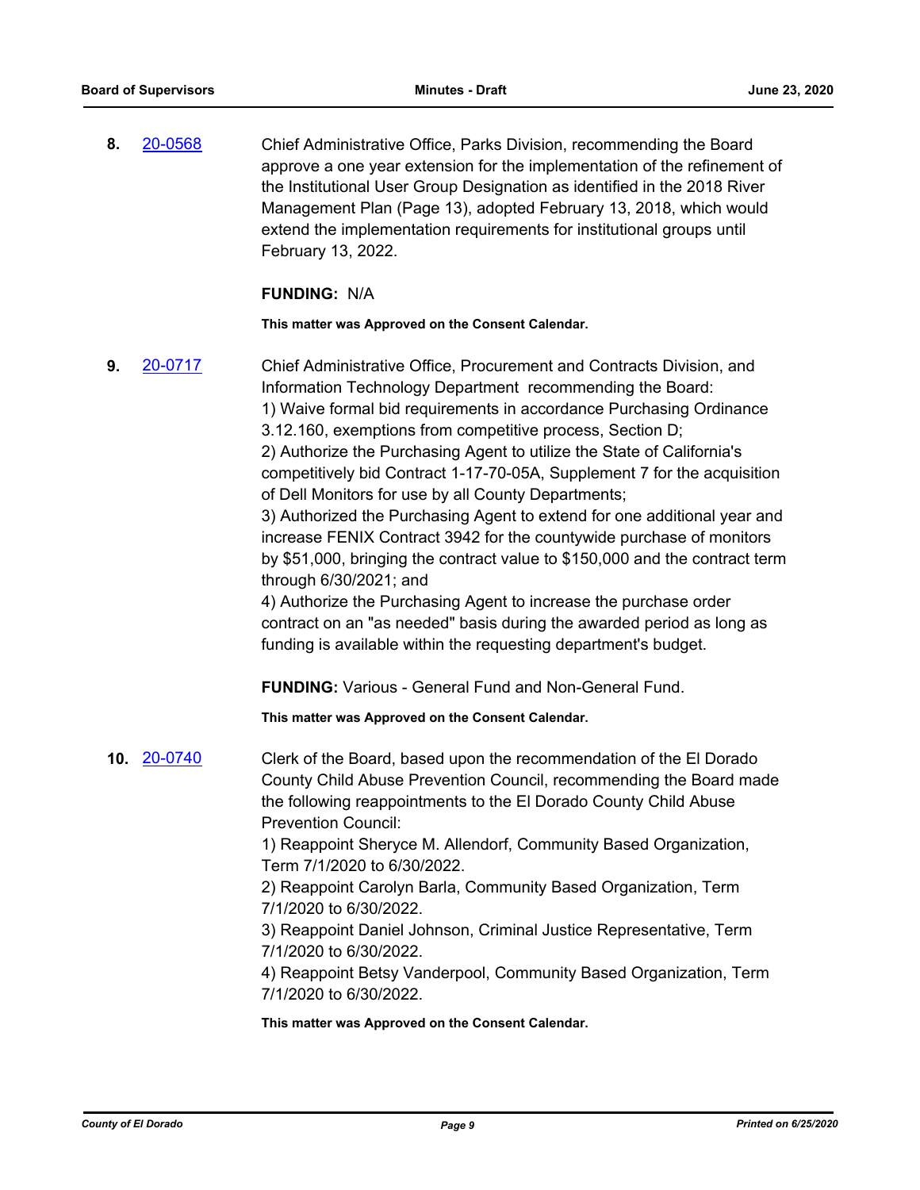**8.** [20-0568](20-0568) Chief Administrative Office, Parks Division, recommending the Board approve a one year extension for the implementation of the refinement of the Institutional User Group Designation as identified in the 2018 River Management Plan (Page 13), adopted February 13, 2018, which would extend the implementation requirements for institutional groups until February 13, 2022.

**FUNDING:** N/A

**This matter was Approved on the Consent Calendar.**

**9.** [20-0717](20-0717) Chief Administrative Office, Procurement and Contracts Division, and Information Technology Department recommending the Board:

1) Waive formal bid requirements in accordance Purchasing Ordinance 3.12.160, exemptions from competitive process, Section D;
2) Authorize the Purchasing Agent to utilize the State of California's competitively bid Contract 1-17-70-05A, Supplement 7 for the acquisition of Dell Monitors for use by all County Departments;
3) Authorized the Purchasing Agent to extend for one additional year and increase FENIX Contract 3942 for the countywide purchase of monitors by $51,000, bringing the contract value to $150,000 and the contract term through 6/30/2021; and
4) Authorize the Purchasing Agent to increase the purchase order contract on an "as needed" basis during the awarded period as long as funding is available within the requesting department's budget.

**FUNDING:** Various - General Fund and Non-General Fund.

**This matter was Approved on the Consent Calendar.**

**10.** [20-0740](20-0740) Clerk of the Board, based upon the recommendation of the El Dorado County Child Abuse Prevention Council, recommending the Board made the following reappointments to the El Dorado County Child Abuse Prevention Council:

1) Reappoint Sheryce M. Allendorf, Community Based Organization, Term 7/1/2020 to 6/30/2022.
2) Reappoint Carolyn Barla, Community Based Organization, Term 7/1/2020 to 6/30/2022.
3) Reappoint Daniel Johnson, Criminal Justice Representative, Term 7/1/2020 to 6/30/2022.
4) Reappoint Betsy Vanderpool, Community Based Organization, Term 7/1/2020 to 6/30/2022.

**This matter was Approved on the Consent Calendar.**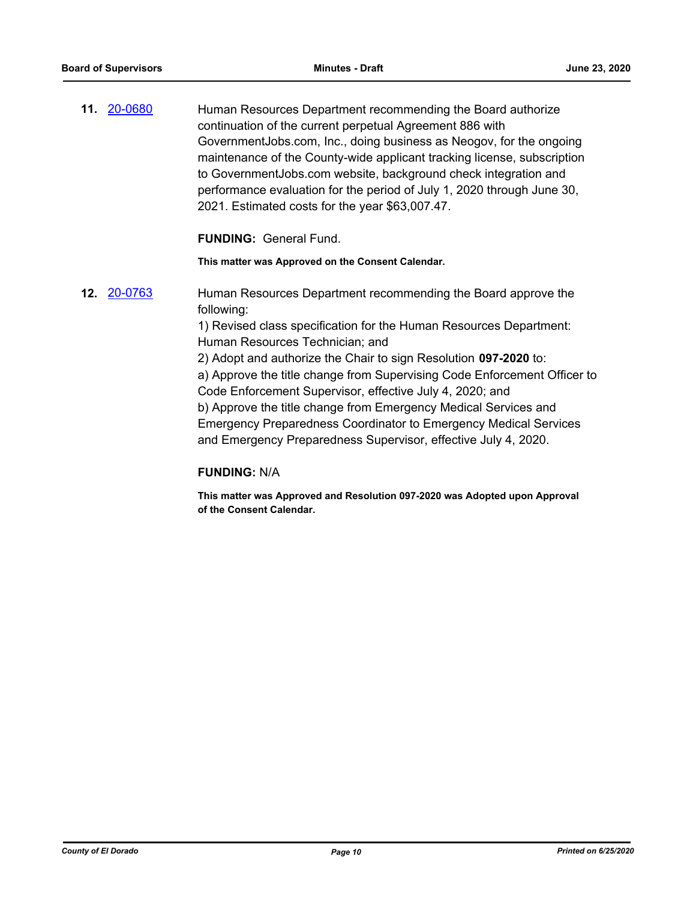**11.** 20-0680

Human Resources Department recommending the Board authorize continuation of the current perpetual Agreement 886 with GovernmentJobs.com, Inc., doing business as Neogov, for the ongoing maintenance of the County-wide applicant tracking license, subscription to GovernmentJobs.com website, background check integration and performance evaluation for the period of July 1, 2020 through June 30, 2021. Estimated costs for the year $63,007.47.

**FUNDING:** General Fund.

**This matter was Approved on the Consent Calendar.**

**12.** 20-0763

Human Resources Department recommending the Board approve the following:

1) Revised class specification for the Human Resources Department: Human Resources Technician; and

2) Adopt and authorize the Chair to sign Resolution **097-2020** to:

a) Approve the title change from Supervising Code Enforcement Officer to Code Enforcement Supervisor, effective July 4, 2020; and

b) Approve the title change from Emergency Medical Services and Emergency Preparedness Coordinator to Emergency Medical Services and Emergency Preparedness Supervisor, effective July 4, 2020.

**FUNDING:** N/A

**This matter was Approved and Resolution 097-2020 was Adopted upon Approval of the Consent Calendar.**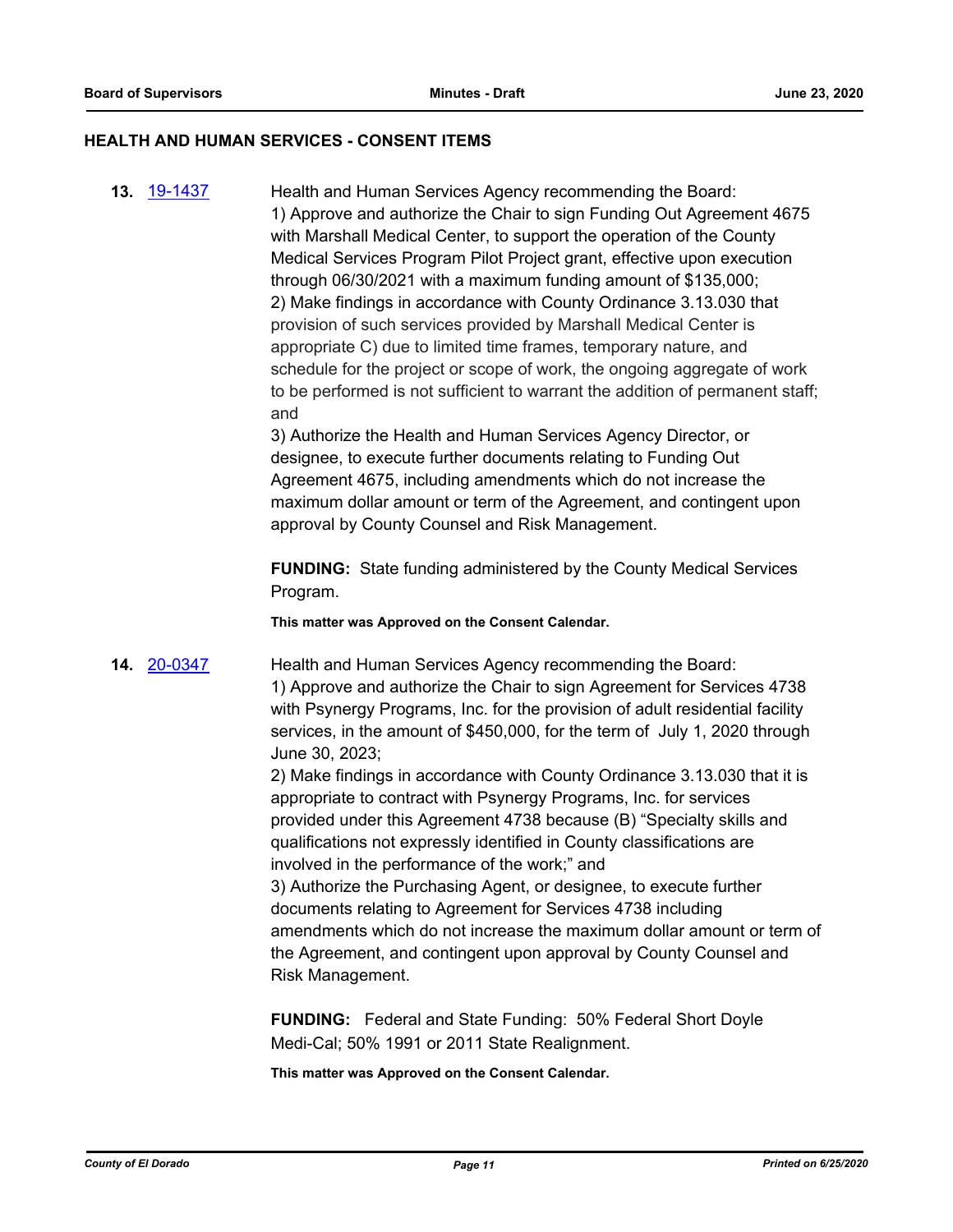## HEALTH AND HUMAN SERVICES - CONSENT ITEMS

**13.** [19-1437]

Health and Human Services Agency recommending the Board:
1) Approve and authorize the Chair to sign Funding Out Agreement 4675 with Marshall Medical Center, to support the operation of the County Medical Services Program Pilot Project grant, effective upon execution through 06/30/2021 with a maximum funding amount of $135,000;
2) Make findings in accordance with County Ordinance 3.13.030 that provision of such services provided by Marshall Medical Center is appropriate C) due to limited time frames, temporary nature, and schedule for the project or scope of work, the ongoing aggregate of work to be performed is not sufficient to warrant the addition of permanent staff; and
3) Authorize the Health and Human Services Agency Director, or designee, to execute further documents relating to Funding Out Agreement 4675, including amendments which do not increase the maximum dollar amount or term of the Agreement, and contingent upon approval by County Counsel and Risk Management.

**FUNDING:** State funding administered by the County Medical Services Program.

**This matter was Approved on the Consent Calendar.**

**14.** [20-0347]

Health and Human Services Agency recommending the Board:
1) Approve and authorize the Chair to sign Agreement for Services 4738 with Psynergy Programs, Inc. for the provision of adult residential facility services, in the amount of $450,000, for the term of July 1, 2020 through June 30, 2023;
2) Make findings in accordance with County Ordinance 3.13.030 that it is appropriate to contract with Psynergy Programs, Inc. for services provided under this Agreement 4738 because (B) "Specialty skills and qualifications not expressly identified in County classifications are involved in the performance of the work;" and
3) Authorize the Purchasing Agent, or designee, to execute further documents relating to Agreement for Services 4738 including amendments which do not increase the maximum dollar amount or term of the Agreement, and contingent upon approval by County Counsel and Risk Management.

**FUNDING:** Federal and State Funding: 50% Federal Short Doyle Medi-Cal; 50% 1991 or 2011 State Realignment.

**This matter was Approved on the Consent Calendar.**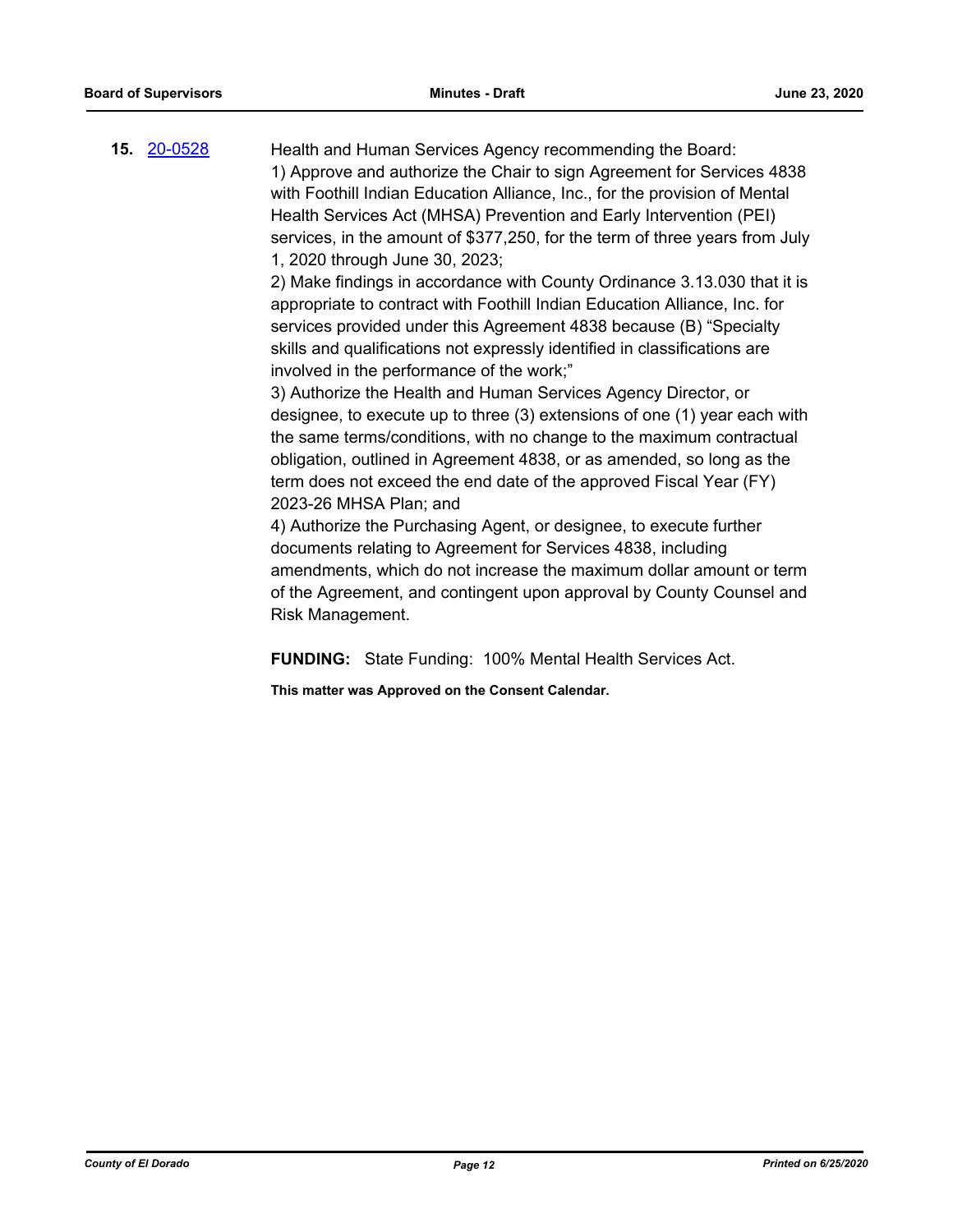**15.** [20-0528](20-0528)

Health and Human Services Agency recommending the Board:
1) Approve and authorize the Chair to sign Agreement for Services 4838 with Foothill Indian Education Alliance, Inc., for the provision of Mental Health Services Act (MHSA) Prevention and Early Intervention (PEI) services, in the amount of $377,250, for the term of three years from July 1, 2020 through June 30, 2023;
2) Make findings in accordance with County Ordinance 3.13.030 that it is appropriate to contract with Foothill Indian Education Alliance, Inc. for services provided under this Agreement 4838 because (B) "Specialty skills and qualifications not expressly identified in classifications are involved in the performance of the work;"
3) Authorize the Health and Human Services Agency Director, or designee, to execute up to three (3) extensions of one (1) year each with the same terms/conditions, with no change to the maximum contractual obligation, outlined in Agreement 4838, or as amended, so long as the term does not exceed the end date of the approved Fiscal Year (FY) 2023-26 MHSA Plan; and
4) Authorize the Purchasing Agent, or designee, to execute further documents relating to Agreement for Services 4838, including amendments, which do not increase the maximum dollar amount or term of the Agreement, and contingent upon approval by County Counsel and Risk Management.

**FUNDING:** State Funding: 100% Mental Health Services Act.

**This matter was Approved on the Consent Calendar.**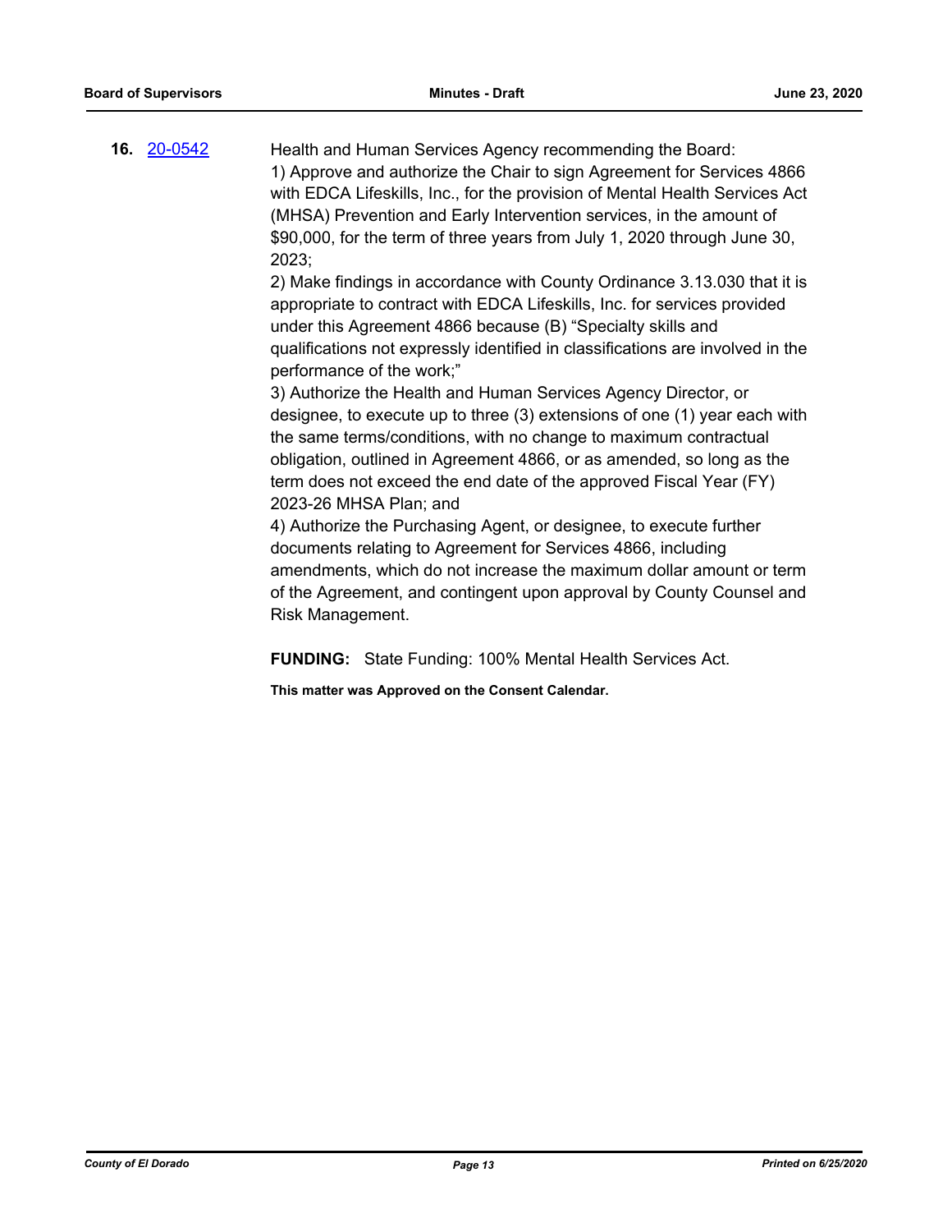**16.** [20-0542](20-0542)

Health and Human Services Agency recommending the Board:

1) Approve and authorize the Chair to sign Agreement for Services 4866 with EDCA Lifeskills, Inc., for the provision of Mental Health Services Act (MHSA) Prevention and Early Intervention services, in the amount of $90,000, for the term of three years from July 1, 2020 through June 30, 2023;

2) Make findings in accordance with County Ordinance 3.13.030 that it is appropriate to contract with EDCA Lifeskills, Inc. for services provided under this Agreement 4866 because (B) "Specialty skills and qualifications not expressly identified in classifications are involved in the performance of the work;"

3) Authorize the Health and Human Services Agency Director, or designee, to execute up to three (3) extensions of one (1) year each with the same terms/conditions, with no change to maximum contractual obligation, outlined in Agreement 4866, or as amended, so long as the term does not exceed the end date of the approved Fiscal Year (FY) 2023-26 MHSA Plan; and

4) Authorize the Purchasing Agent, or designee, to execute further documents relating to Agreement for Services 4866, including amendments, which do not increase the maximum dollar amount or term of the Agreement, and contingent upon approval by County Counsel and Risk Management.

**FUNDING:** State Funding: 100% Mental Health Services Act.

**This matter was Approved on the Consent Calendar.**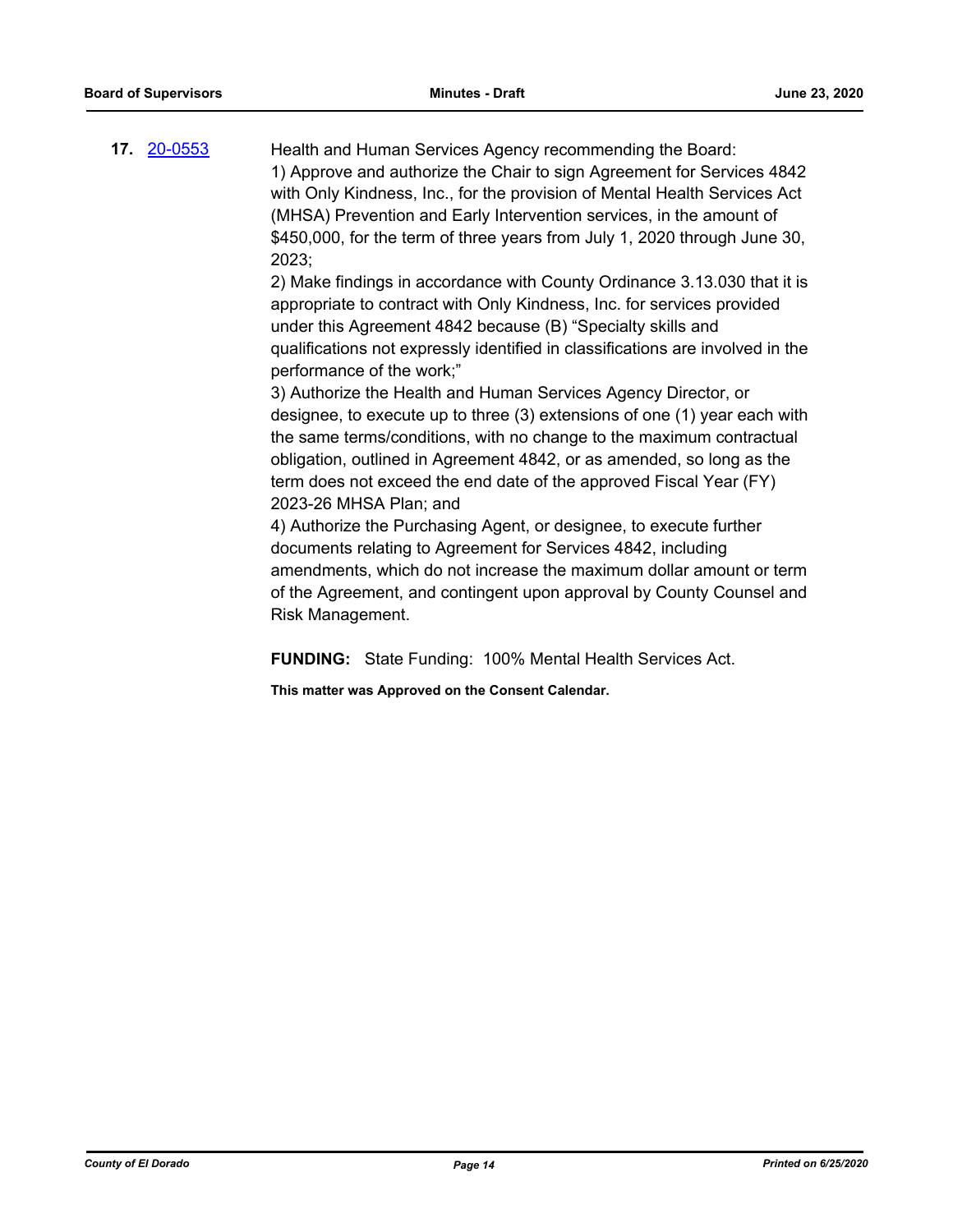**17.** 20-0553 Health and Human Services Agency recommending the Board:

1) Approve and authorize the Chair to sign Agreement for Services 4842 with Only Kindness, Inc., for the provision of Mental Health Services Act (MHSA) Prevention and Early Intervention services, in the amount of \$450,000, for the term of three years from July 1, 2020 through June 30, 2023;

2) Make findings in accordance with County Ordinance 3.13.030 that it is appropriate to contract with Only Kindness, Inc. for services provided under this Agreement 4842 because (B) "Specialty skills and qualifications not expressly identified in classifications are involved in the performance of the work;"

3) Authorize the Health and Human Services Agency Director, or designee, to execute up to three (3) extensions of one (1) year each with the same terms/conditions, with no change to the maximum contractual obligation, outlined in Agreement 4842, or as amended, so long as the term does not exceed the end date of the approved Fiscal Year (FY) 2023-26 MHSA Plan; and

4) Authorize the Purchasing Agent, or designee, to execute further documents relating to Agreement for Services 4842, including amendments, which do not increase the maximum dollar amount or term of the Agreement, and contingent upon approval by County Counsel and Risk Management.

**FUNDING:** State Funding: 100% Mental Health Services Act.

**This matter was Approved on the Consent Calendar.**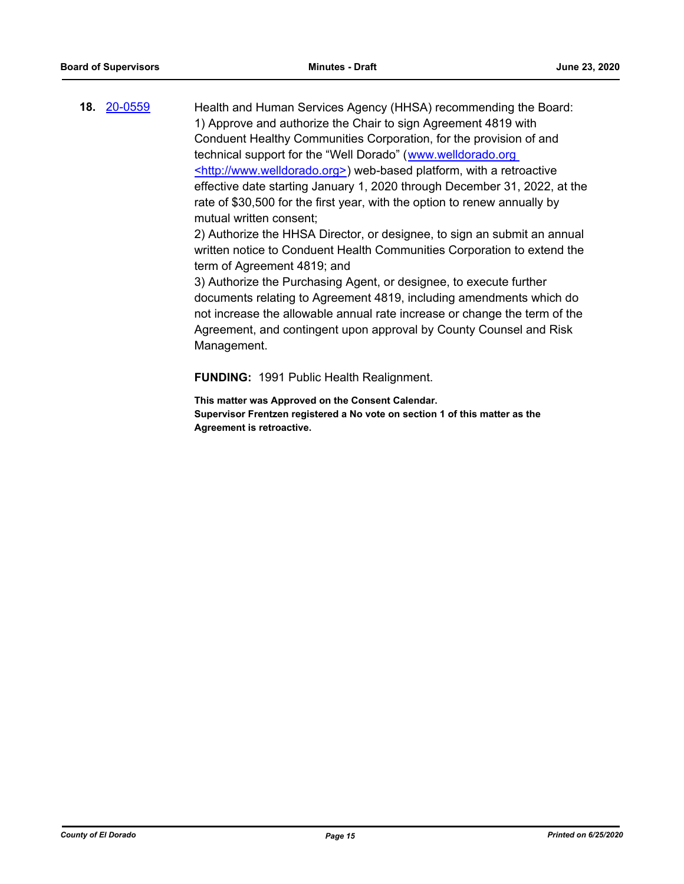**18.** 20-0559

Health and Human Services Agency (HHSA) recommending the Board:
1) Approve and authorize the Chair to sign Agreement 4819 with Conduent Healthy Communities Corporation, for the provision of and technical support for the "Well Dorado" (www.welldorado.org <http://www.welldorado.org>) web-based platform, with a retroactive effective date starting January 1, 2020 through December 31, 2022, at the rate of $30,500 for the first year, with the option to renew annually by mutual written consent;
2) Authorize the HHSA Director, or designee, to sign an submit an annual written notice to Conduent Health Communities Corporation to extend the term of Agreement 4819; and
3) Authorize the Purchasing Agent, or designee, to execute further documents relating to Agreement 4819, including amendments which do not increase the allowable annual rate increase or change the term of the Agreement, and contingent upon approval by County Counsel and Risk Management.

**FUNDING:** 1991 Public Health Realignment.

**This matter was Approved on the Consent Calendar.**
**Supervisor Frentzen registered a No vote on section 1 of this matter as the Agreement is retroactive.**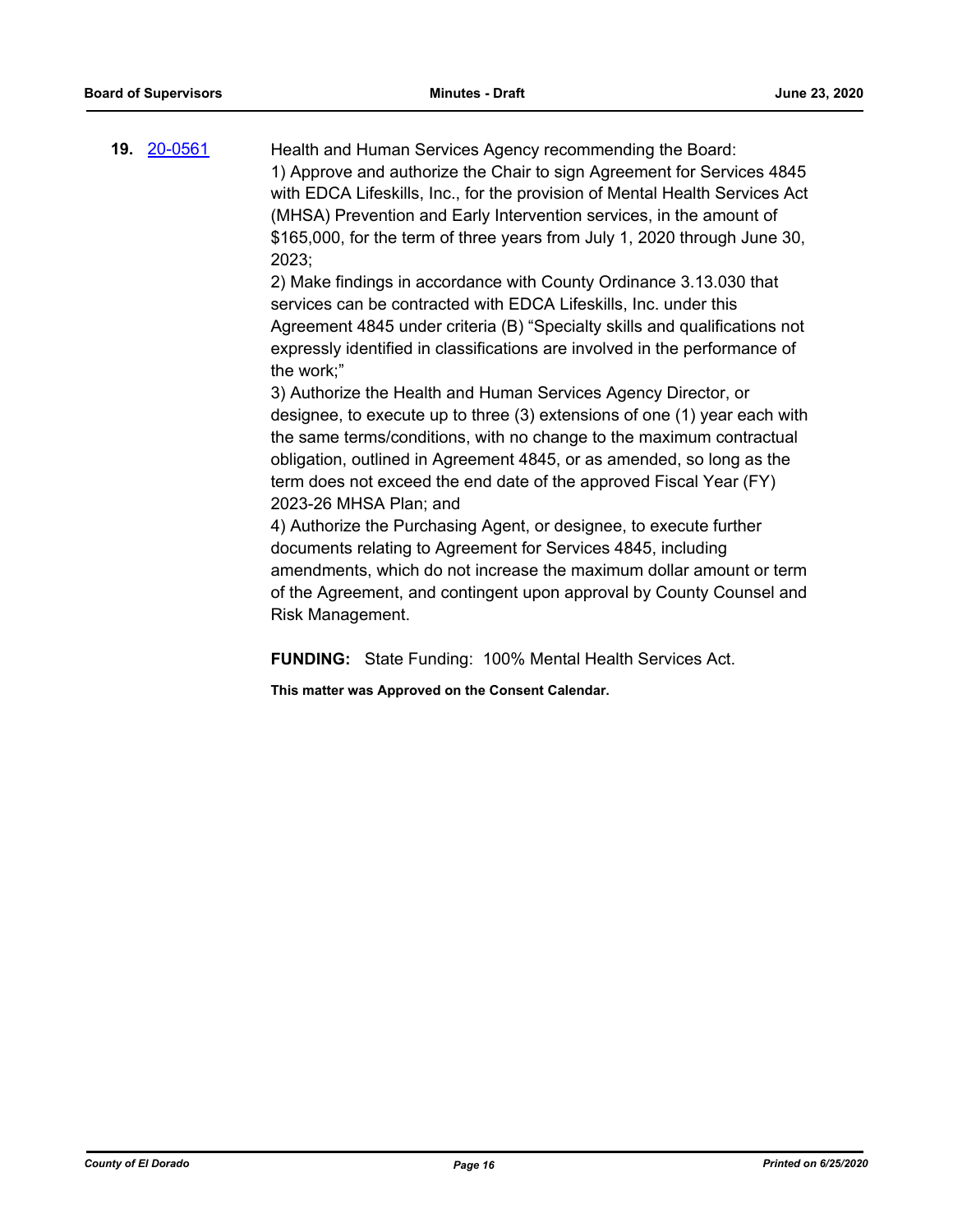**19.** 20-0561 Health and Human Services Agency recommending the Board:

1) Approve and authorize the Chair to sign Agreement for Services 4845 with EDCA Lifeskills, Inc., for the provision of Mental Health Services Act (MHSA) Prevention and Early Intervention services, in the amount of $165,000, for the term of three years from July 1, 2020 through June 30, 2023;

2) Make findings in accordance with County Ordinance 3.13.030 that services can be contracted with EDCA Lifeskills, Inc. under this Agreement 4845 under criteria (B) "Specialty skills and qualifications not expressly identified in classifications are involved in the performance of the work;"

3) Authorize the Health and Human Services Agency Director, or designee, to execute up to three (3) extensions of one (1) year each with the same terms/conditions, with no change to the maximum contractual obligation, outlined in Agreement 4845, or as amended, so long as the term does not exceed the end date of the approved Fiscal Year (FY) 2023-26 MHSA Plan; and

4) Authorize the Purchasing Agent, or designee, to execute further documents relating to Agreement for Services 4845, including amendments, which do not increase the maximum dollar amount or term of the Agreement, and contingent upon approval by County Counsel and Risk Management.

**FUNDING:** State Funding: 100% Mental Health Services Act.

**This matter was Approved on the Consent Calendar.**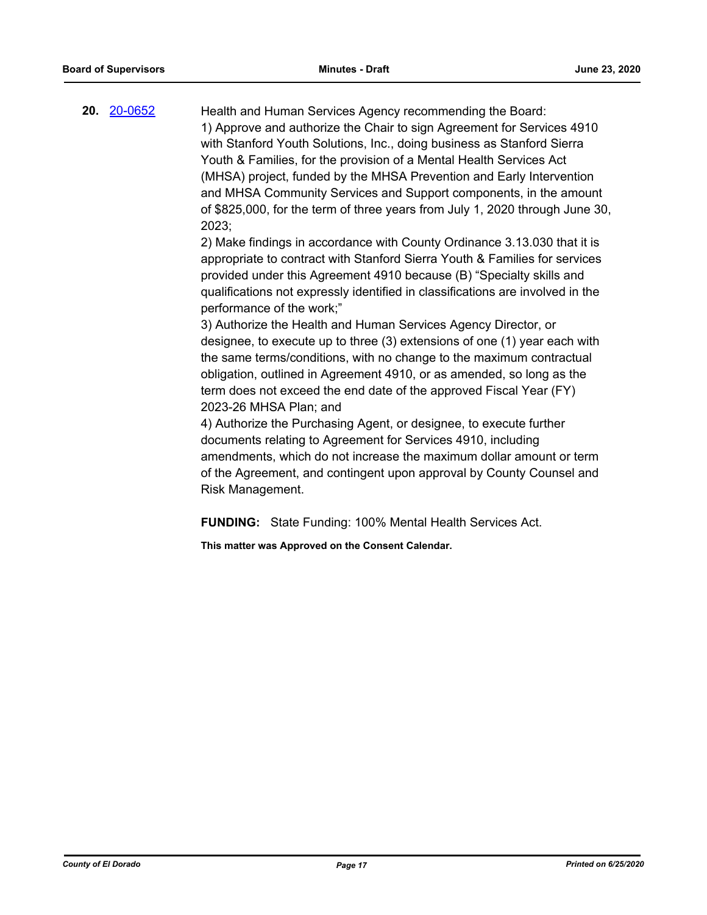**20.** 20-0652 Health and Human Services Agency recommending the Board:

1) Approve and authorize the Chair to sign Agreement for Services 4910 with Stanford Youth Solutions, Inc., doing business as Stanford Sierra Youth & Families, for the provision of a Mental Health Services Act (MHSA) project, funded by the MHSA Prevention and Early Intervention and MHSA Community Services and Support components, in the amount of $825,000, for the term of three years from July 1, 2020 through June 30, 2023;

2) Make findings in accordance with County Ordinance 3.13.030 that it is appropriate to contract with Stanford Sierra Youth & Families for services provided under this Agreement 4910 because (B) "Specialty skills and qualifications not expressly identified in classifications are involved in the performance of the work;"

3) Authorize the Health and Human Services Agency Director, or designee, to execute up to three (3) extensions of one (1) year each with the same terms/conditions, with no change to the maximum contractual obligation, outlined in Agreement 4910, or as amended, so long as the term does not exceed the end date of the approved Fiscal Year (FY) 2023-26 MHSA Plan; and

4) Authorize the Purchasing Agent, or designee, to execute further documents relating to Agreement for Services 4910, including amendments, which do not increase the maximum dollar amount or term of the Agreement, and contingent upon approval by County Counsel and Risk Management.

**FUNDING:** State Funding: 100% Mental Health Services Act.

**This matter was Approved on the Consent Calendar.**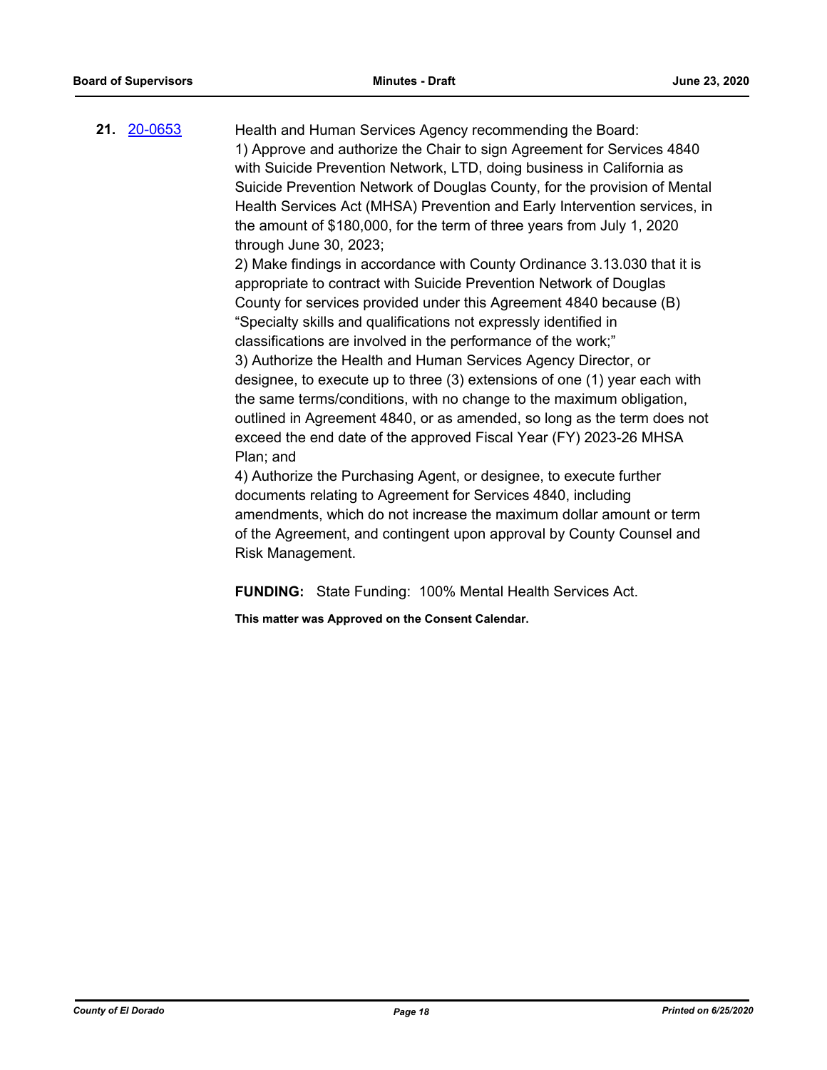**21.** [20-0653](20-0653)

Health and Human Services Agency recommending the Board:

1) Approve and authorize the Chair to sign Agreement for Services 4840 with Suicide Prevention Network, LTD, doing business in California as Suicide Prevention Network of Douglas County, for the provision of Mental Health Services Act (MHSA) Prevention and Early Intervention services, in the amount of $180,000, for the term of three years from July 1, 2020 through June 30, 2023;

2) Make findings in accordance with County Ordinance 3.13.030 that it is appropriate to contract with Suicide Prevention Network of Douglas County for services provided under this Agreement 4840 because (B) "Specialty skills and qualifications not expressly identified in classifications are involved in the performance of the work;"

3) Authorize the Health and Human Services Agency Director, or designee, to execute up to three (3) extensions of one (1) year each with the same terms/conditions, with no change to the maximum obligation, outlined in Agreement 4840, or as amended, so long as the term does not exceed the end date of the approved Fiscal Year (FY) 2023-26 MHSA Plan; and

4) Authorize the Purchasing Agent, or designee, to execute further documents relating to Agreement for Services 4840, including amendments, which do not increase the maximum dollar amount or term of the Agreement, and contingent upon approval by County Counsel and Risk Management.

**FUNDING:** State Funding: 100% Mental Health Services Act.

**This matter was Approved on the Consent Calendar.**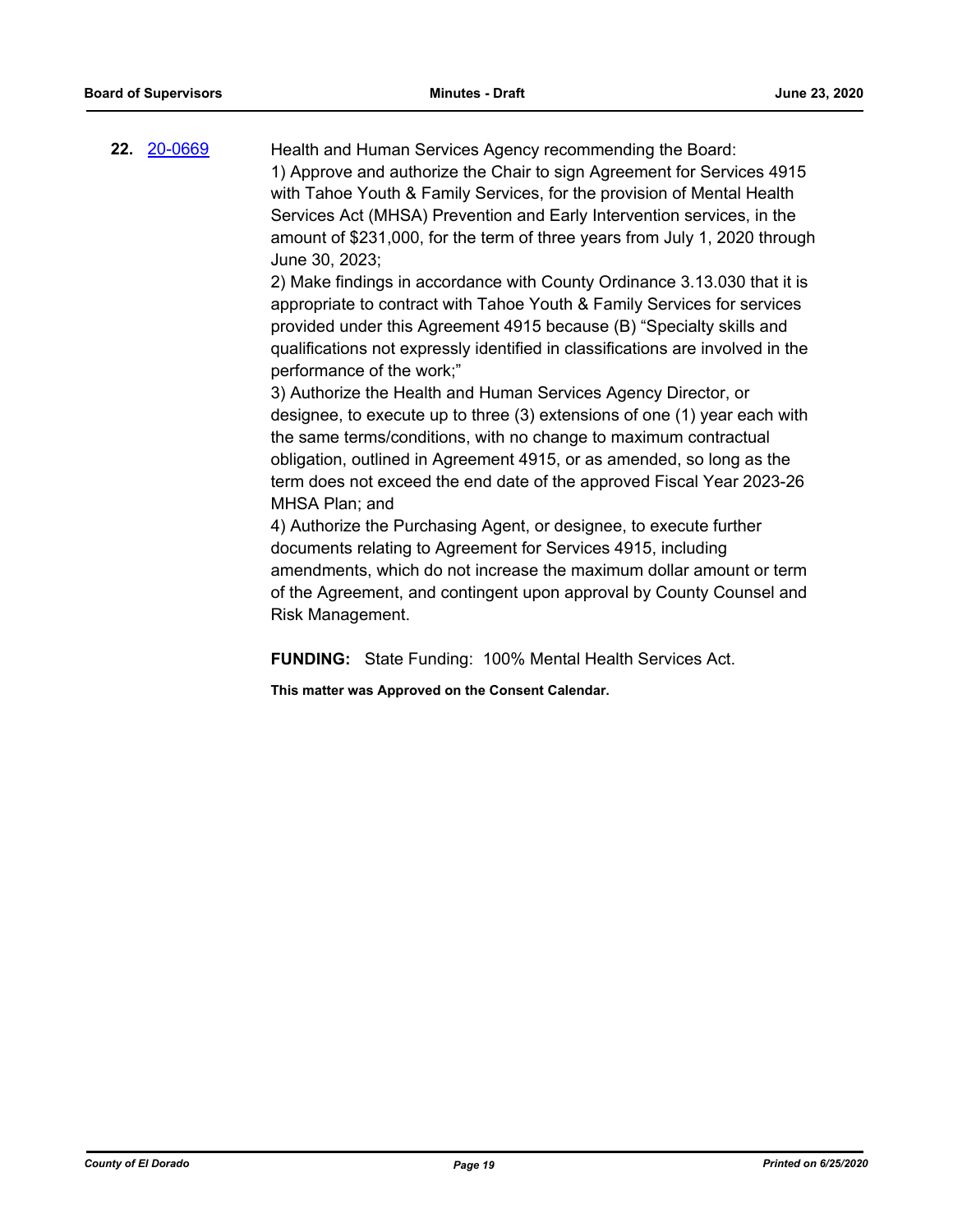**22.** [20-0669](20-0669)

Health and Human Services Agency recommending the Board:

1) Approve and authorize the Chair to sign Agreement for Services 4915 with Tahoe Youth & Family Services, for the provision of Mental Health Services Act (MHSA) Prevention and Early Intervention services, in the amount of $231,000, for the term of three years from July 1, 2020 through June 30, 2023;

2) Make findings in accordance with County Ordinance 3.13.030 that it is appropriate to contract with Tahoe Youth & Family Services for services provided under this Agreement 4915 because (B) "Specialty skills and qualifications not expressly identified in classifications are involved in the performance of the work;"

3) Authorize the Health and Human Services Agency Director, or designee, to execute up to three (3) extensions of one (1) year each with the same terms/conditions, with no change to maximum contractual obligation, outlined in Agreement 4915, or as amended, so long as the term does not exceed the end date of the approved Fiscal Year 2023-26 MHSA Plan; and

4) Authorize the Purchasing Agent, or designee, to execute further documents relating to Agreement for Services 4915, including amendments, which do not increase the maximum dollar amount or term of the Agreement, and contingent upon approval by County Counsel and Risk Management.

**FUNDING:** State Funding: 100% Mental Health Services Act.

**This matter was Approved on the Consent Calendar.**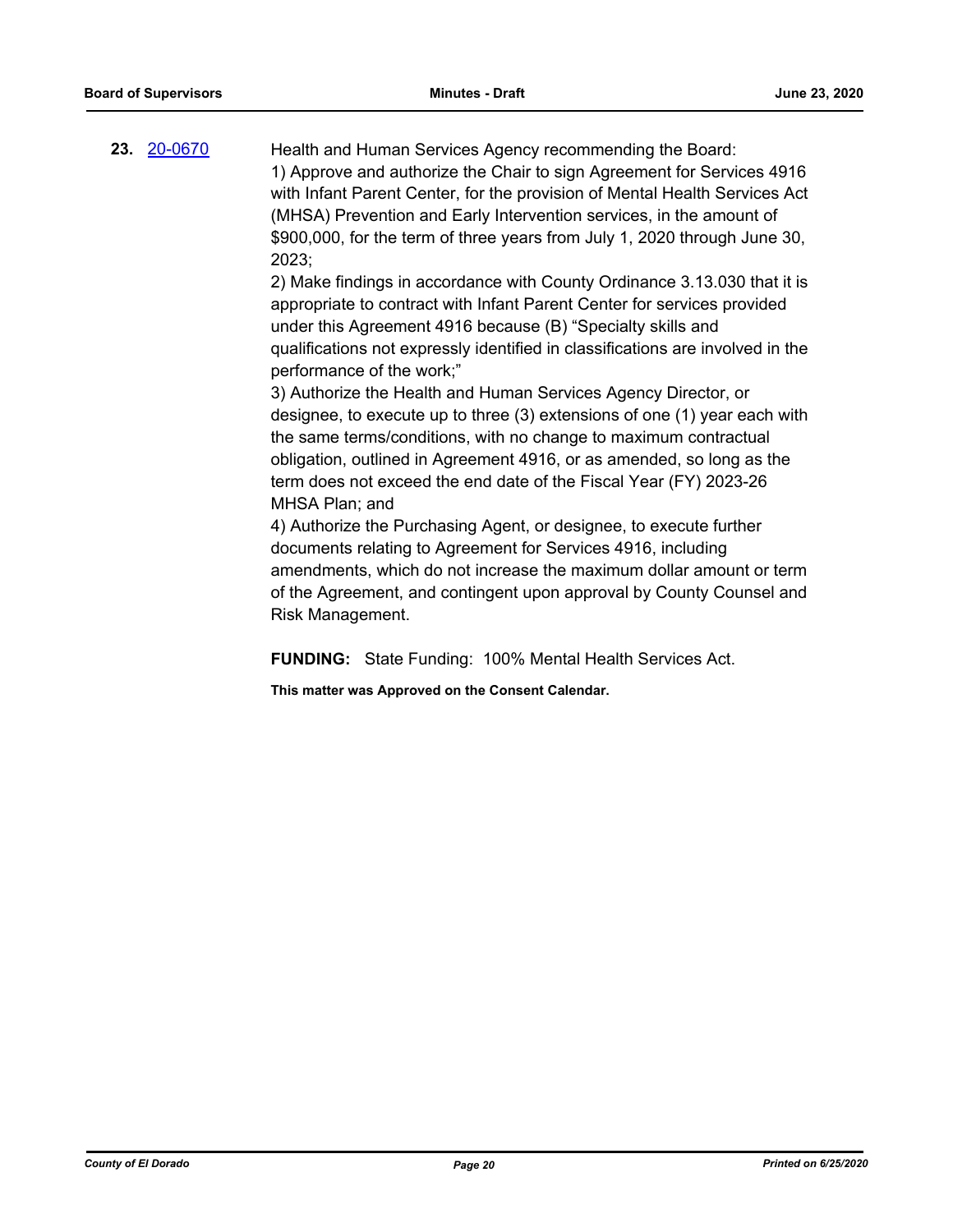**23.** 20-0670 Health and Human Services Agency recommending the Board:

1) Approve and authorize the Chair to sign Agreement for Services 4916 with Infant Parent Center, for the provision of Mental Health Services Act (MHSA) Prevention and Early Intervention services, in the amount of $900,000, for the term of three years from July 1, 2020 through June 30, 2023;

2) Make findings in accordance with County Ordinance 3.13.030 that it is appropriate to contract with Infant Parent Center for services provided under this Agreement 4916 because (B) "Specialty skills and qualifications not expressly identified in classifications are involved in the performance of the work;"

3) Authorize the Health and Human Services Agency Director, or designee, to execute up to three (3) extensions of one (1) year each with the same terms/conditions, with no change to maximum contractual obligation, outlined in Agreement 4916, or as amended, so long as the term does not exceed the end date of the Fiscal Year (FY) 2023-26 MHSA Plan; and

4) Authorize the Purchasing Agent, or designee, to execute further documents relating to Agreement for Services 4916, including amendments, which do not increase the maximum dollar amount or term of the Agreement, and contingent upon approval by County Counsel and Risk Management.

**FUNDING:** State Funding: 100% Mental Health Services Act.

**This matter was Approved on the Consent Calendar.**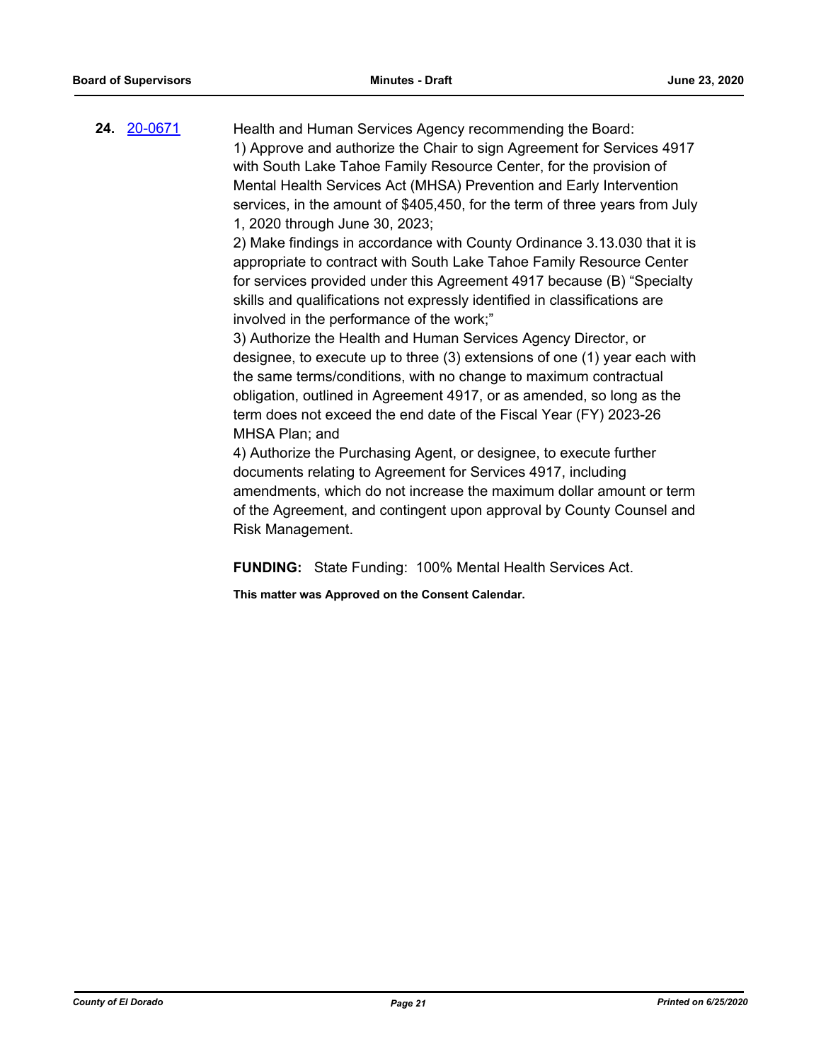**24.** [20-0671](20-0671)

Health and Human Services Agency recommending the Board:

1) Approve and authorize the Chair to sign Agreement for Services 4917 with South Lake Tahoe Family Resource Center, for the provision of Mental Health Services Act (MHSA) Prevention and Early Intervention services, in the amount of $405,450, for the term of three years from July 1, 2020 through June 30, 2023;

2) Make findings in accordance with County Ordinance 3.13.030 that it is appropriate to contract with South Lake Tahoe Family Resource Center for services provided under this Agreement 4917 because (B) "Specialty skills and qualifications not expressly identified in classifications are involved in the performance of the work;"

3) Authorize the Health and Human Services Agency Director, or designee, to execute up to three (3) extensions of one (1) year each with the same terms/conditions, with no change to maximum contractual obligation, outlined in Agreement 4917, or as amended, so long as the term does not exceed the end date of the Fiscal Year (FY) 2023-26 MHSA Plan; and

4) Authorize the Purchasing Agent, or designee, to execute further documents relating to Agreement for Services 4917, including amendments, which do not increase the maximum dollar amount or term of the Agreement, and contingent upon approval by County Counsel and Risk Management.

**FUNDING:** State Funding: 100% Mental Health Services Act.

**This matter was Approved on the Consent Calendar.**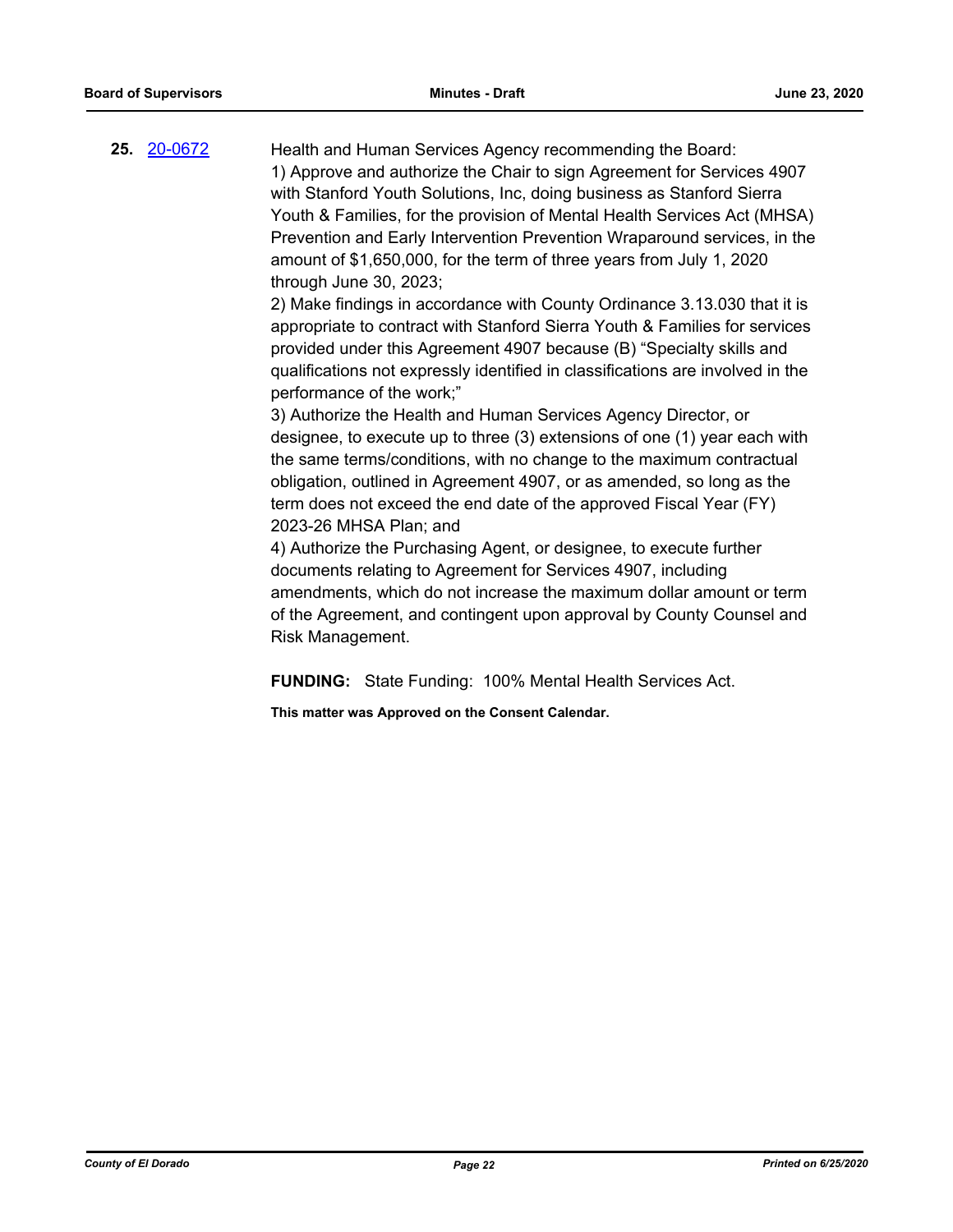**25.** [20-0672](20-0672)

Health and Human Services Agency recommending the Board:

1) Approve and authorize the Chair to sign Agreement for Services 4907 with Stanford Youth Solutions, Inc, doing business as Stanford Sierra Youth & Families, for the provision of Mental Health Services Act (MHSA) Prevention and Early Intervention Prevention Wraparound services, in the amount of $1,650,000, for the term of three years from July 1, 2020 through June 30, 2023;

2) Make findings in accordance with County Ordinance 3.13.030 that it is appropriate to contract with Stanford Sierra Youth & Families for services provided under this Agreement 4907 because (B) "Specialty skills and qualifications not expressly identified in classifications are involved in the performance of the work;"

3) Authorize the Health and Human Services Agency Director, or designee, to execute up to three (3) extensions of one (1) year each with the same terms/conditions, with no change to the maximum contractual obligation, outlined in Agreement 4907, or as amended, so long as the term does not exceed the end date of the approved Fiscal Year (FY) 2023-26 MHSA Plan; and

4) Authorize the Purchasing Agent, or designee, to execute further documents relating to Agreement for Services 4907, including amendments, which do not increase the maximum dollar amount or term of the Agreement, and contingent upon approval by County Counsel and Risk Management.

**FUNDING:** State Funding: 100% Mental Health Services Act.

**This matter was Approved on the Consent Calendar.**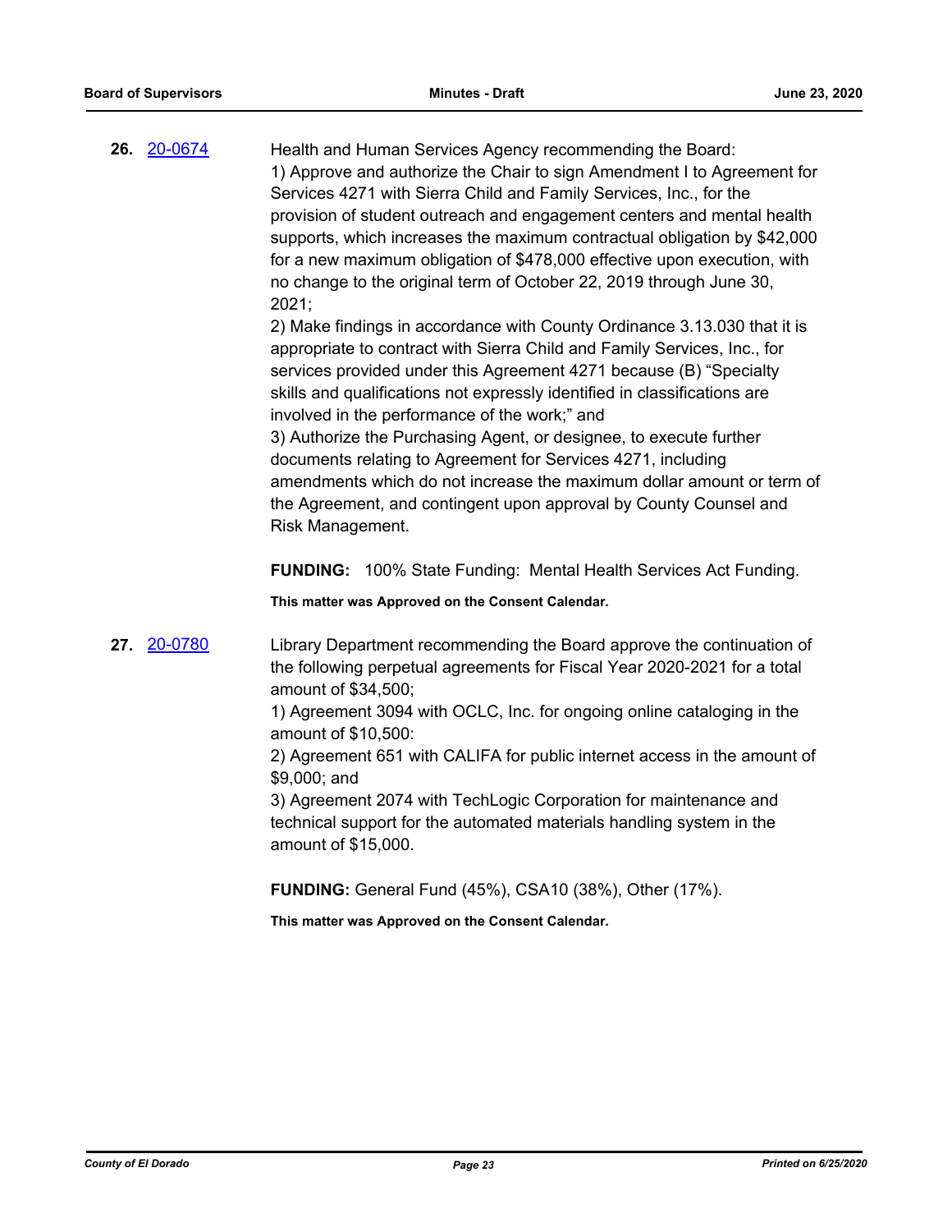**26.** [20-0674](20-0674)

Health and Human Services Agency recommending the Board:

1) Approve and authorize the Chair to sign Amendment I to Agreement for Services 4271 with Sierra Child and Family Services, Inc., for the provision of student outreach and engagement centers and mental health supports, which increases the maximum contractual obligation by $42,000 for a new maximum obligation of $478,000 effective upon execution, with no change to the original term of October 22, 2019 through June 30, 2021;

2) Make findings in accordance with County Ordinance 3.13.030 that it is appropriate to contract with Sierra Child and Family Services, Inc., for services provided under this Agreement 4271 because (B) "Specialty skills and qualifications not expressly identified in classifications are involved in the performance of the work;" and

3) Authorize the Purchasing Agent, or designee, to execute further documents relating to Agreement for Services 4271, including amendments which do not increase the maximum dollar amount or term of the Agreement, and contingent upon approval by County Counsel and Risk Management.

**FUNDING:** 100% State Funding: Mental Health Services Act Funding.

**This matter was Approved on the Consent Calendar.**

**27.** [20-0780](20-0780)

Library Department recommending the Board approve the continuation of the following perpetual agreements for Fiscal Year 2020-2021 for a total amount of $34,500;

1) Agreement 3094 with OCLC, Inc. for ongoing online cataloging in the amount of $10,500:

2) Agreement 651 with CALIFA for public internet access in the amount of $9,000; and

3) Agreement 2074 with TechLogic Corporation for maintenance and technical support for the automated materials handling system in the amount of $15,000.

**FUNDING:** General Fund (45%), CSA10 (38%), Other (17%).

**This matter was Approved on the Consent Calendar.**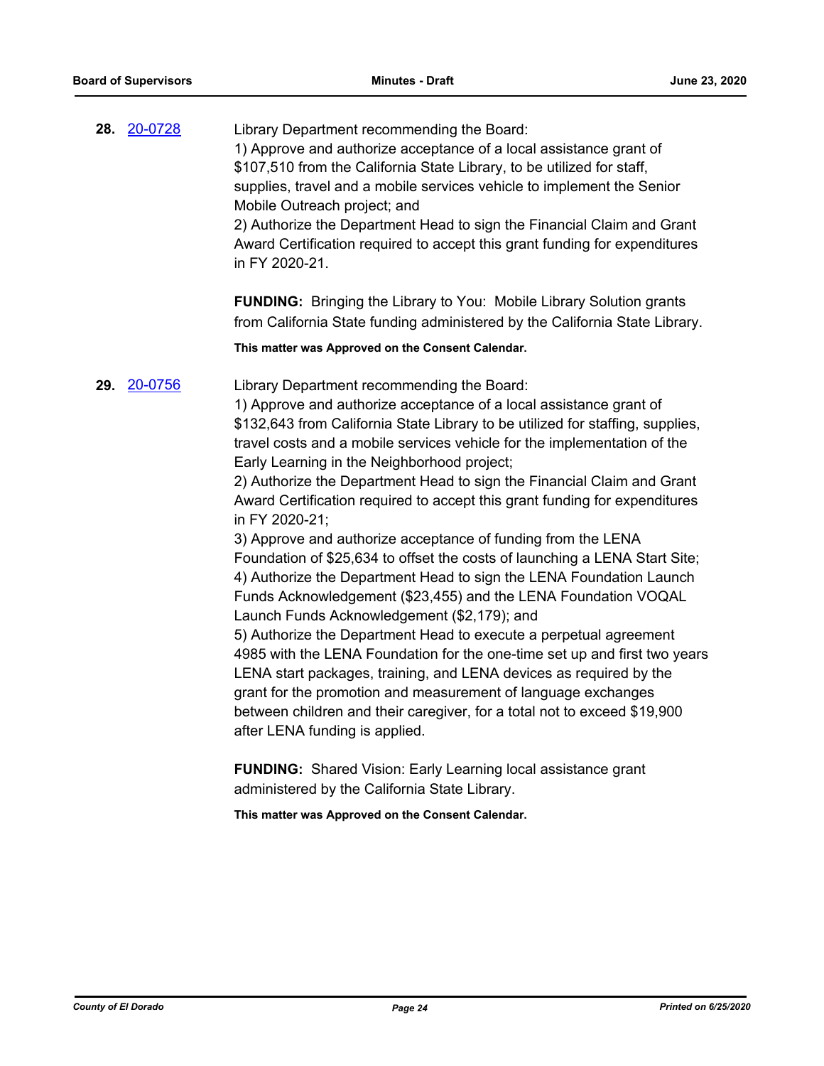**28.** 20-0728

Library Department recommending the Board:
1) Approve and authorize acceptance of a local assistance grant of $107,510 from the California State Library, to be utilized for staff, supplies, travel and a mobile services vehicle to implement the Senior Mobile Outreach project; and
2) Authorize the Department Head to sign the Financial Claim and Grant Award Certification required to accept this grant funding for expenditures in FY 2020-21.

**FUNDING:** Bringing the Library to You: Mobile Library Solution grants from California State funding administered by the California State Library.

**This matter was Approved on the Consent Calendar.**

**29.** 20-0756

Library Department recommending the Board:
1) Approve and authorize acceptance of a local assistance grant of $132,643 from California State Library to be utilized for staffing, supplies, travel costs and a mobile services vehicle for the implementation of the Early Learning in the Neighborhood project;
2) Authorize the Department Head to sign the Financial Claim and Grant Award Certification required to accept this grant funding for expenditures in FY 2020-21;
3) Approve and authorize acceptance of funding from the LENA Foundation of $25,634 to offset the costs of launching a LENA Start Site;
4) Authorize the Department Head to sign the LENA Foundation Launch Funds Acknowledgement ($23,455) and the LENA Foundation VOQAL Launch Funds Acknowledgement ($2,179); and
5) Authorize the Department Head to execute a perpetual agreement 4985 with the LENA Foundation for the one-time set up and first two years LENA start packages, training, and LENA devices as required by the grant for the promotion and measurement of language exchanges between children and their caregiver, for a total not to exceed $19,900 after LENA funding is applied.

**FUNDING:** Shared Vision: Early Learning local assistance grant administered by the California State Library.

**This matter was Approved on the Consent Calendar.**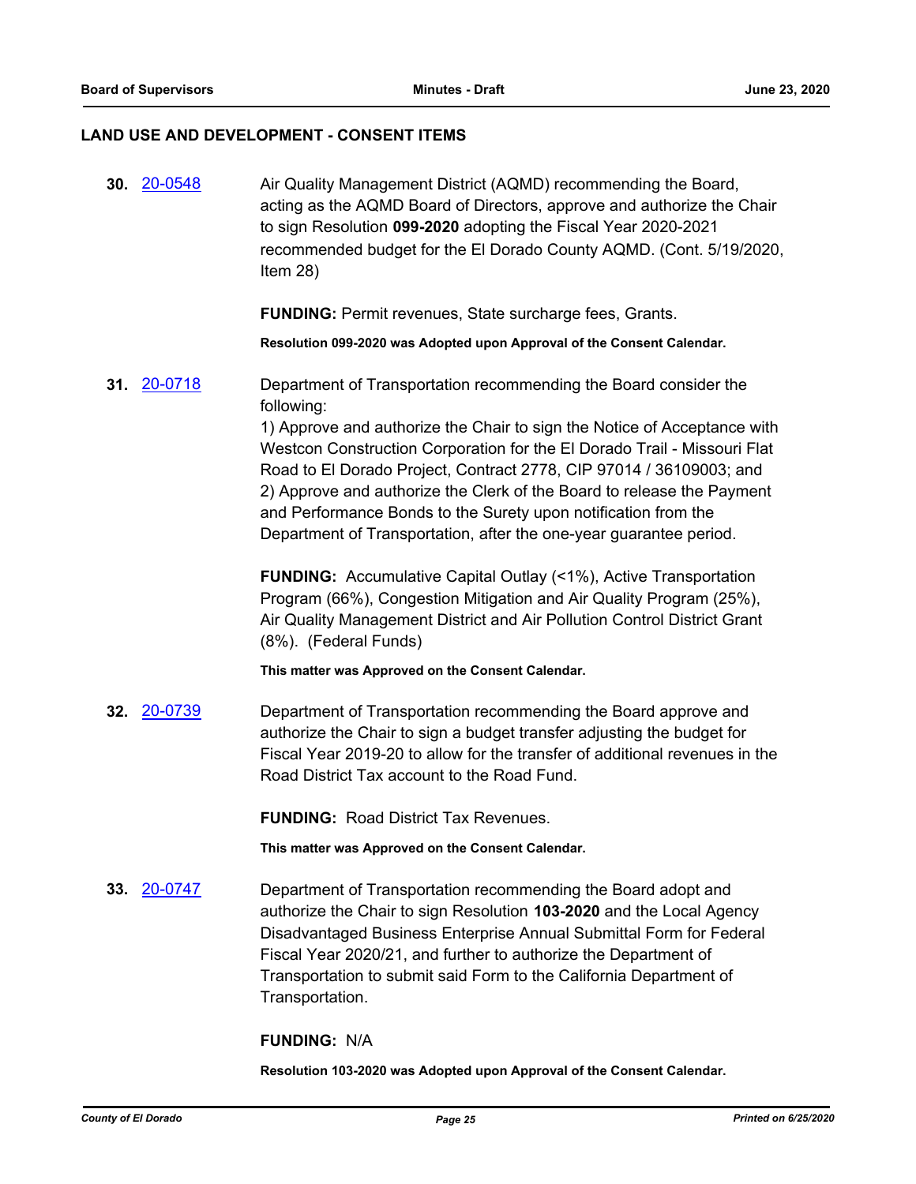## LAND USE AND DEVELOPMENT - CONSENT ITEMS

**30.** 20-0548

Air Quality Management District (AQMD) recommending the Board, acting as the AQMD Board of Directors, approve and authorize the Chair to sign Resolution **099-2020** adopting the Fiscal Year 2020-2021 recommended budget for the El Dorado County AQMD. (Cont. 5/19/2020, Item 28)

**FUNDING:** Permit revenues, State surcharge fees, Grants.

**Resolution 099-2020 was Adopted upon Approval of the Consent Calendar.**

**31.** 20-0718

Department of Transportation recommending the Board consider the following:
1) Approve and authorize the Chair to sign the Notice of Acceptance with Westcon Construction Corporation for the El Dorado Trail - Missouri Flat Road to El Dorado Project, Contract 2778, CIP 97014 / 36109003; and
2) Approve and authorize the Clerk of the Board to release the Payment and Performance Bonds to the Surety upon notification from the Department of Transportation, after the one-year guarantee period.

**FUNDING:** Accumulative Capital Outlay (<1%), Active Transportation Program (66%), Congestion Mitigation and Air Quality Program (25%), Air Quality Management District and Air Pollution Control District Grant (8%). (Federal Funds)

**This matter was Approved on the Consent Calendar.**

**32.** 20-0739

Department of Transportation recommending the Board approve and authorize the Chair to sign a budget transfer adjusting the budget for Fiscal Year 2019-20 to allow for the transfer of additional revenues in the Road District Tax account to the Road Fund.

**FUNDING:** Road District Tax Revenues.

**This matter was Approved on the Consent Calendar.**

**33.** 20-0747

Department of Transportation recommending the Board adopt and authorize the Chair to sign Resolution **103-2020** and the Local Agency Disadvantaged Business Enterprise Annual Submittal Form for Federal Fiscal Year 2020/21, and further to authorize the Department of Transportation to submit said Form to the California Department of Transportation.

**FUNDING:** N/A

**Resolution 103-2020 was Adopted upon Approval of the Consent Calendar.**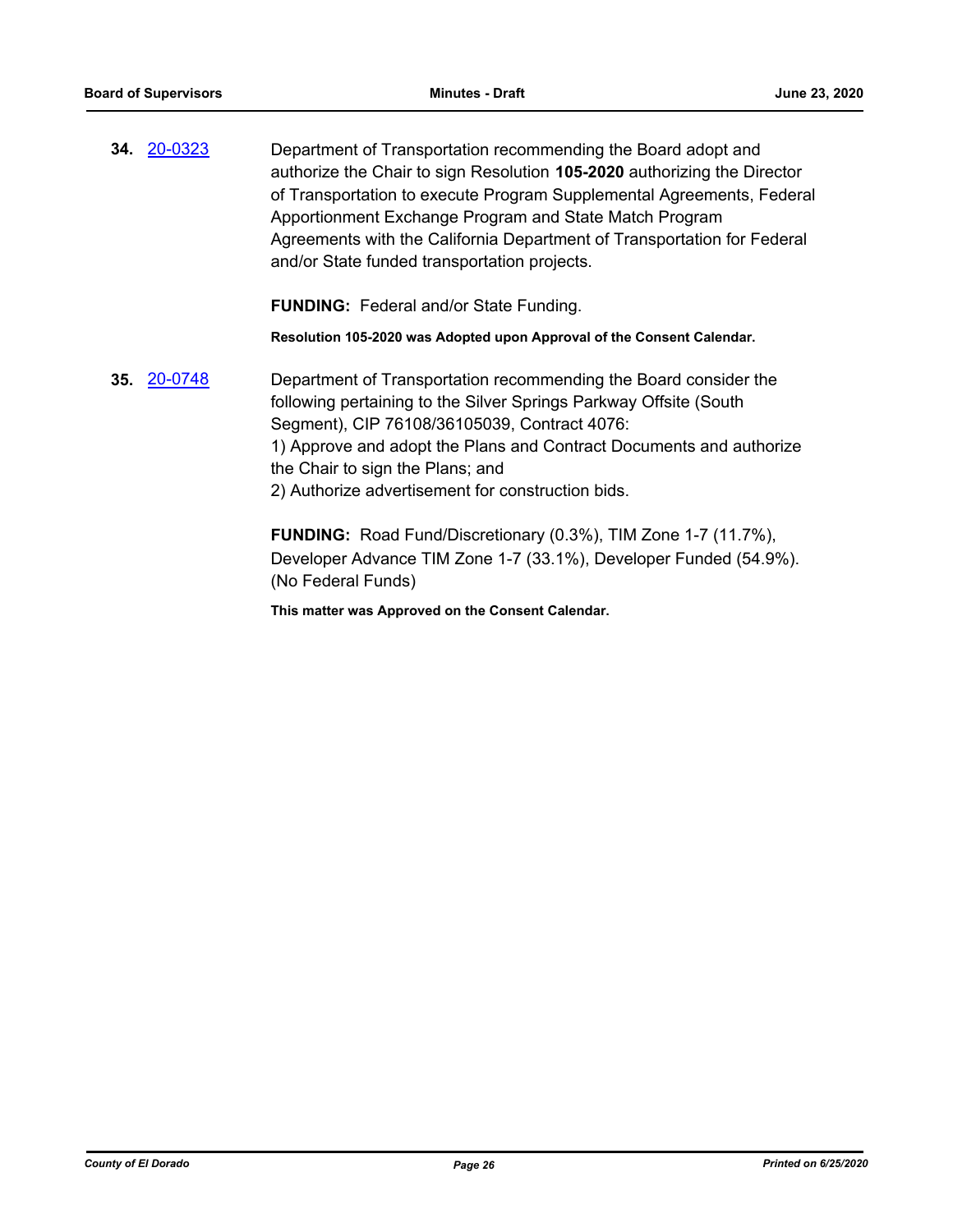**34.** [20-0323](20-0323)

Department of Transportation recommending the Board adopt and authorize the Chair to sign Resolution **105-2020** authorizing the Director of Transportation to execute Program Supplemental Agreements, Federal Apportionment Exchange Program and State Match Program Agreements with the California Department of Transportation for Federal and/or State funded transportation projects.

**FUNDING:** Federal and/or State Funding.

**Resolution 105-2020 was Adopted upon Approval of the Consent Calendar.**

**35.** [20-0748](20-0748)

Department of Transportation recommending the Board consider the following pertaining to the Silver Springs Parkway Offsite (South Segment), CIP 76108/36105039, Contract 4076:
1) Approve and adopt the Plans and Contract Documents and authorize the Chair to sign the Plans; and
2) Authorize advertisement for construction bids.

**FUNDING:** Road Fund/Discretionary (0.3%), TIM Zone 1-7 (11.7%), Developer Advance TIM Zone 1-7 (33.1%), Developer Funded (54.9%). (No Federal Funds)

**This matter was Approved on the Consent Calendar.**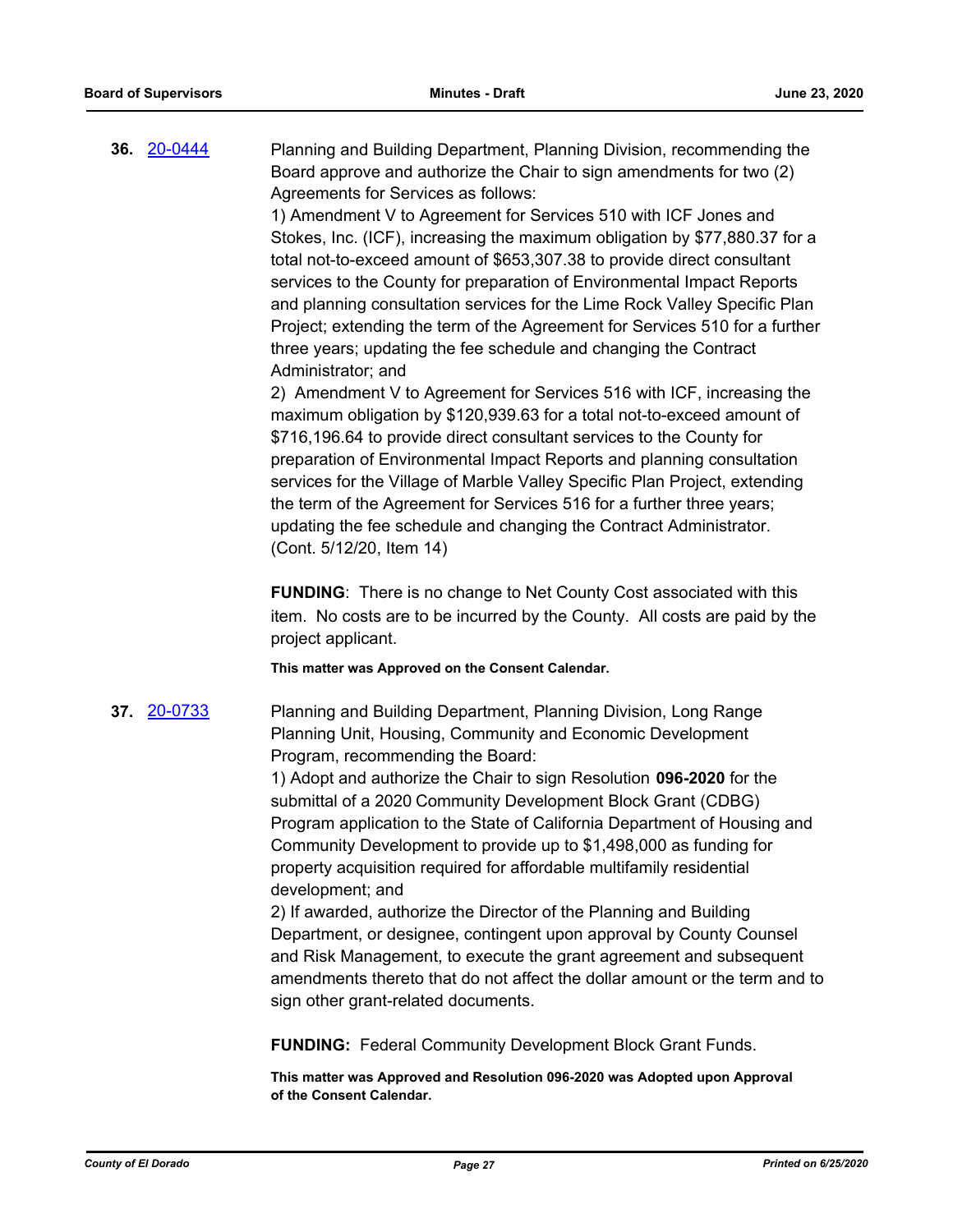**36.** 20-0444

Planning and Building Department, Planning Division, recommending the Board approve and authorize the Chair to sign amendments for two (2) Agreements for Services as follows:

1) Amendment V to Agreement for Services 510 with ICF Jones and Stokes, Inc. (ICF), increasing the maximum obligation by $77,880.37 for a total not-to-exceed amount of $653,307.38 to provide direct consultant services to the County for preparation of Environmental Impact Reports and planning consultation services for the Lime Rock Valley Specific Plan Project; extending the term of the Agreement for Services 510 for a further three years; updating the fee schedule and changing the Contract Administrator; and

2) Amendment V to Agreement for Services 516 with ICF, increasing the maximum obligation by $120,939.63 for a total not-to-exceed amount of $716,196.64 to provide direct consultant services to the County for preparation of Environmental Impact Reports and planning consultation services for the Village of Marble Valley Specific Plan Project, extending the term of the Agreement for Services 516 for a further three years; updating the fee schedule and changing the Contract Administrator. (Cont. 5/12/20, Item 14)

**FUNDING**: There is no change to Net County Cost associated with this item. No costs are to be incurred by the County. All costs are paid by the project applicant.

**This matter was Approved on the Consent Calendar.**

**37.** 20-0733

Planning and Building Department, Planning Division, Long Range Planning Unit, Housing, Community and Economic Development Program, recommending the Board:

1) Adopt and authorize the Chair to sign Resolution **096-2020** for the submittal of a 2020 Community Development Block Grant (CDBG) Program application to the State of California Department of Housing and Community Development to provide up to $1,498,000 as funding for property acquisition required for affordable multifamily residential development; and

2) If awarded, authorize the Director of the Planning and Building Department, or designee, contingent upon approval by County Counsel and Risk Management, to execute the grant agreement and subsequent amendments thereto that do not affect the dollar amount or the term and to sign other grant-related documents.

**FUNDING:** Federal Community Development Block Grant Funds.

**This matter was Approved and Resolution 096-2020 was Adopted upon Approval of the Consent Calendar.**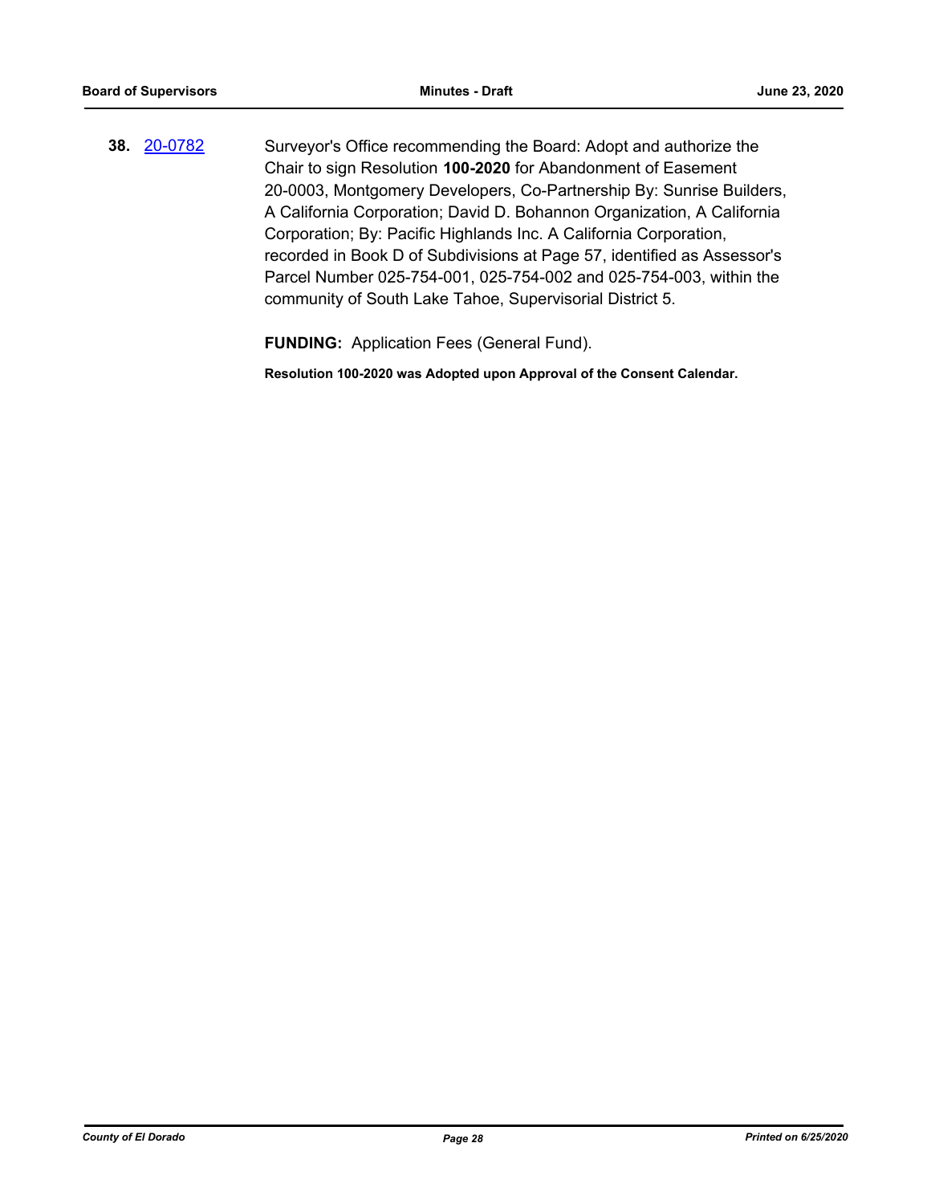**38.** 20-0782 Surveyor's Office recommending the Board: Adopt and authorize the Chair to sign Resolution **100-2020** for Abandonment of Easement 20-0003, Montgomery Developers, Co-Partnership By: Sunrise Builders, A California Corporation; David D. Bohannon Organization, A California Corporation; By: Pacific Highlands Inc. A California Corporation, recorded in Book D of Subdivisions at Page 57, identified as Assessor's Parcel Number 025-754-001, 025-754-002 and 025-754-003, within the community of South Lake Tahoe, Supervisorial District 5.

**FUNDING:** Application Fees (General Fund).

**Resolution 100-2020 was Adopted upon Approval of the Consent Calendar.**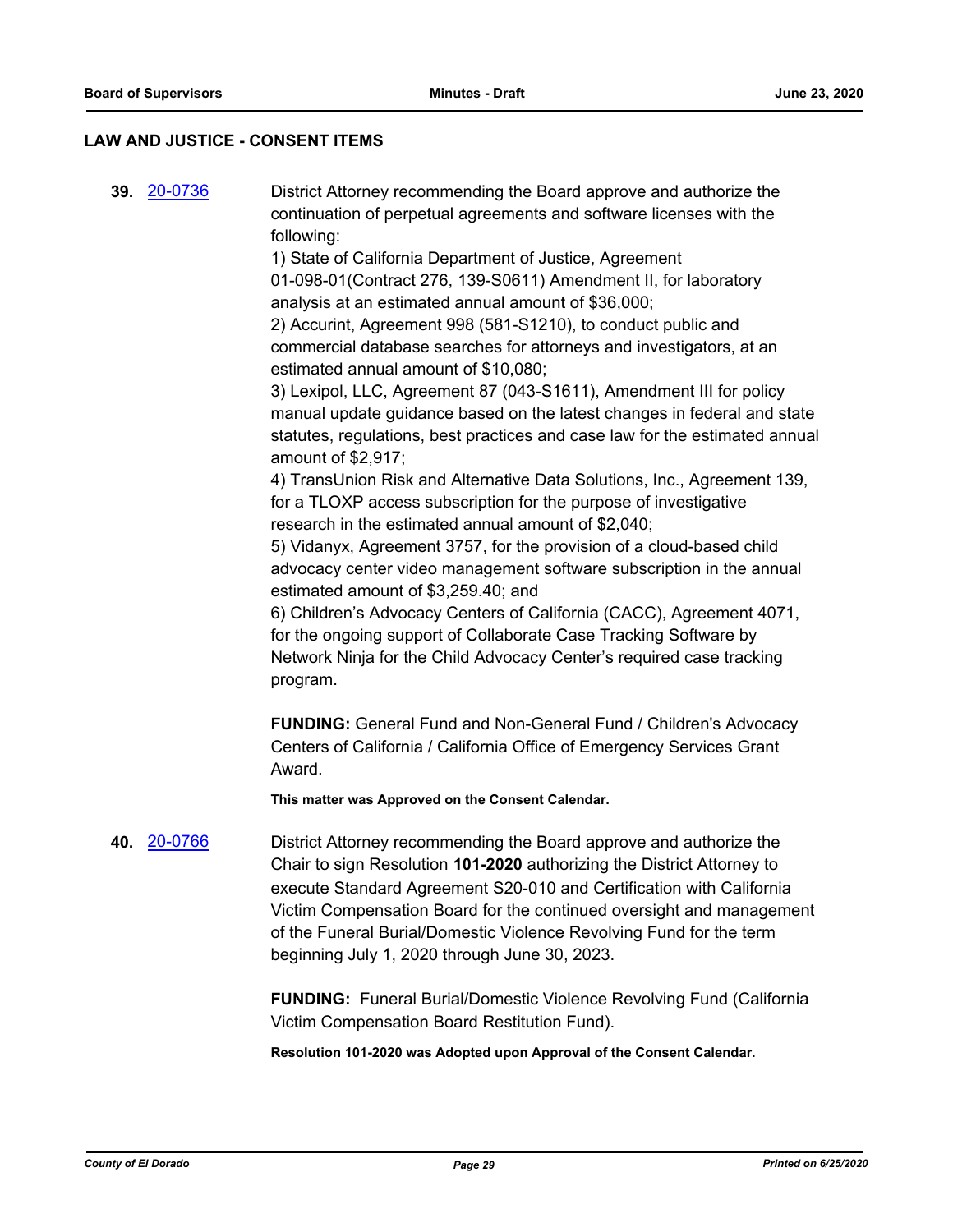## LAW AND JUSTICE - CONSENT ITEMS

**39.** 20-0736

District Attorney recommending the Board approve and authorize the continuation of perpetual agreements and software licenses with the following:

1) State of California Department of Justice, Agreement 01-098-01(Contract 276, 139-S0611) Amendment II, for laboratory analysis at an estimated annual amount of $36,000;

2) Accurint, Agreement 998 (581-S1210), to conduct public and commercial database searches for attorneys and investigators, at an estimated annual amount of $10,080;

3) Lexipol, LLC, Agreement 87 (043-S1611), Amendment III for policy manual update guidance based on the latest changes in federal and state statutes, regulations, best practices and case law for the estimated annual amount of $2,917;

4) TransUnion Risk and Alternative Data Solutions, Inc., Agreement 139, for a TLOXP access subscription for the purpose of investigative research in the estimated annual amount of $2,040;

5) Vidanyx, Agreement 3757, for the provision of a cloud-based child advocacy center video management software subscription in the annual estimated amount of $3,259.40; and

6) Children's Advocacy Centers of California (CACC), Agreement 4071, for the ongoing support of Collaborate Case Tracking Software by Network Ninja for the Child Advocacy Center's required case tracking program.

**FUNDING:** General Fund and Non-General Fund / Children's Advocacy Centers of California / California Office of Emergency Services Grant Award.

**This matter was Approved on the Consent Calendar.**

**40.** 20-0766

District Attorney recommending the Board approve and authorize the Chair to sign Resolution **101-2020** authorizing the District Attorney to execute Standard Agreement S20-010 and Certification with California Victim Compensation Board for the continued oversight and management of the Funeral Burial/Domestic Violence Revolving Fund for the term beginning July 1, 2020 through June 30, 2023.

**FUNDING:** Funeral Burial/Domestic Violence Revolving Fund (California Victim Compensation Board Restitution Fund).

**Resolution 101-2020 was Adopted upon Approval of the Consent Calendar.**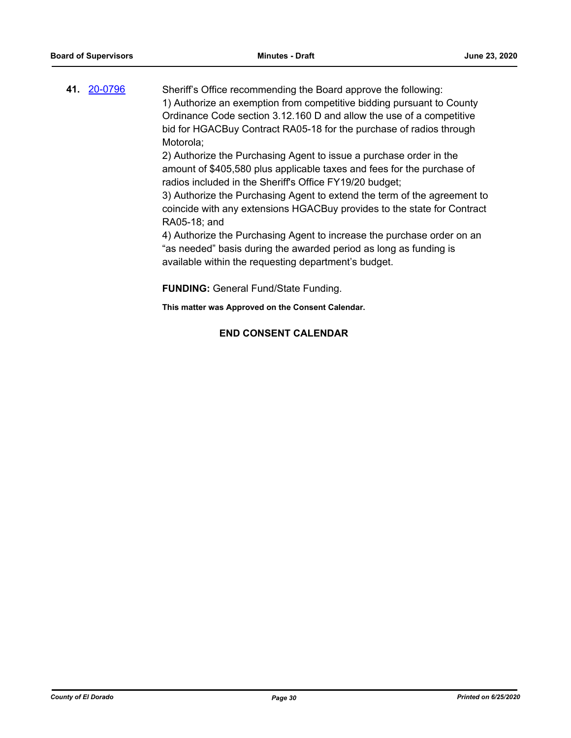**41.** 20-0796 Sheriff's Office recommending the Board approve the following:
1) Authorize an exemption from competitive bidding pursuant to County Ordinance Code section 3.12.160 D and allow the use of a competitive bid for HGACBuy Contract RA05-18 for the purchase of radios through Motorola;
2) Authorize the Purchasing Agent to issue a purchase order in the amount of $405,580 plus applicable taxes and fees for the purchase of radios included in the Sheriff's Office FY19/20 budget;
3) Authorize the Purchasing Agent to extend the term of the agreement to coincide with any extensions HGACBuy provides to the state for Contract RA05-18; and
4) Authorize the Purchasing Agent to increase the purchase order on an "as needed" basis during the awarded period as long as funding is available within the requesting department's budget.

**FUNDING:** General Fund/State Funding.

**This matter was Approved on the Consent Calendar.**

**END CONSENT CALENDAR**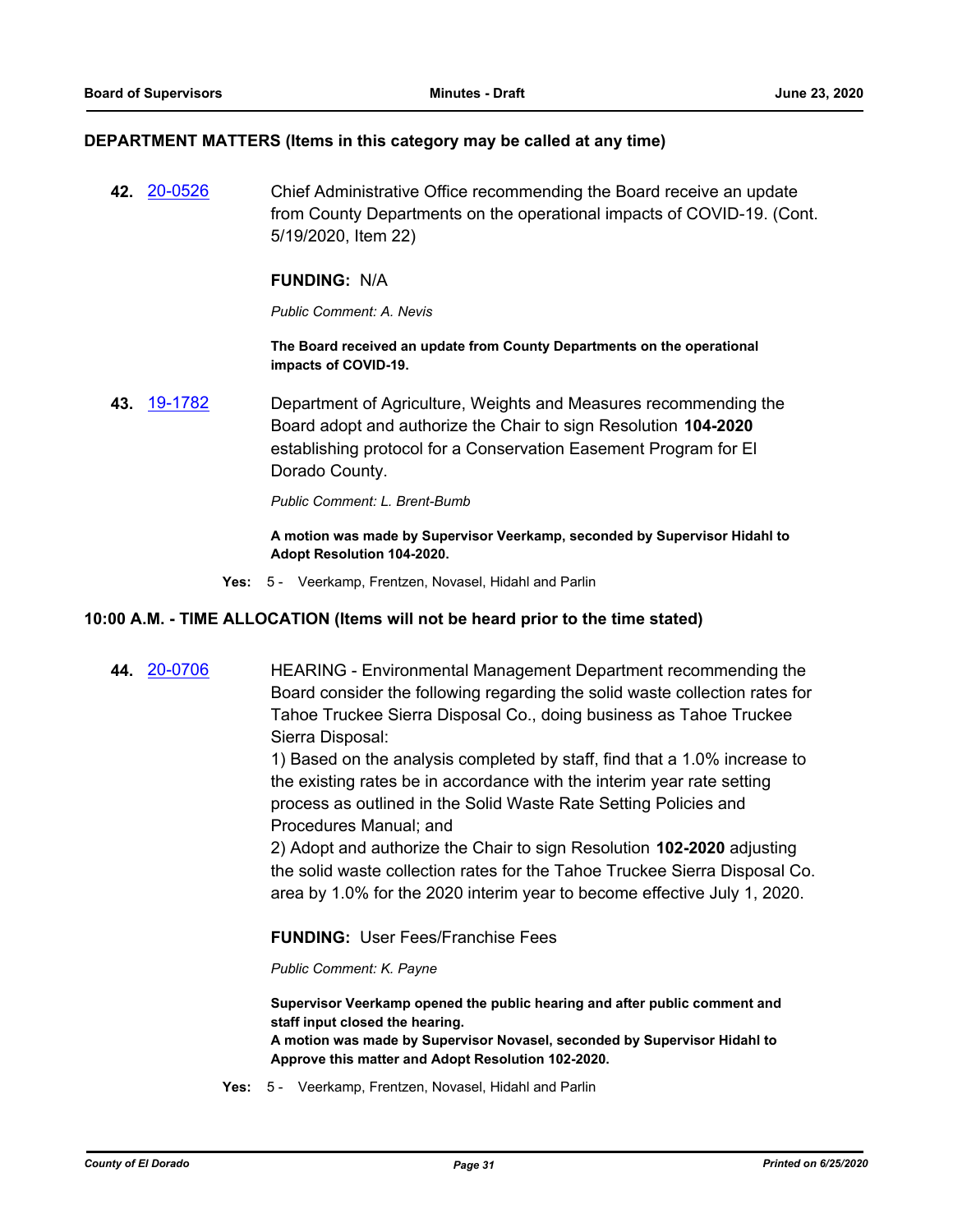## DEPARTMENT MATTERS (Items in this category may be called at any time)

**42.** 20-0526 Chief Administrative Office recommending the Board receive an update from County Departments on the operational impacts of COVID-19. (Cont. 5/19/2020, Item 22)

**FUNDING:** N/A

*Public Comment: A. Nevis*

**The Board received an update from County Departments on the operational impacts of COVID-19.**

**43.** 19-1782 Department of Agriculture, Weights and Measures recommending the Board adopt and authorize the Chair to sign Resolution **104-2020** establishing protocol for a Conservation Easement Program for El Dorado County.

*Public Comment: L. Brent-Bumb*

**A motion was made by Supervisor Veerkamp, seconded by Supervisor Hidahl to Adopt Resolution 104-2020.**

**Yes:** 5 - Veerkamp, Frentzen, Novasel, Hidahl and Parlin

## 10:00 A.M. - TIME ALLOCATION (Items will not be heard prior to the time stated)

**44.** 20-0706 HEARING - Environmental Management Department recommending the Board consider the following regarding the solid waste collection rates for Tahoe Truckee Sierra Disposal Co., doing business as Tahoe Truckee Sierra Disposal:
1) Based on the analysis completed by staff, find that a 1.0% increase to the existing rates be in accordance with the interim year rate setting process as outlined in the Solid Waste Rate Setting Policies and Procedures Manual; and
2) Adopt and authorize the Chair to sign Resolution **102-2020** adjusting the solid waste collection rates for the Tahoe Truckee Sierra Disposal Co. area by 1.0% for the 2020 interim year to become effective July 1, 2020.

**FUNDING:** User Fees/Franchise Fees

*Public Comment: K. Payne*

**Supervisor Veerkamp opened the public hearing and after public comment and staff input closed the hearing.**
**A motion was made by Supervisor Novasel, seconded by Supervisor Hidahl to Approve this matter and Adopt Resolution 102-2020.**

**Yes:** 5 - Veerkamp, Frentzen, Novasel, Hidahl and Parlin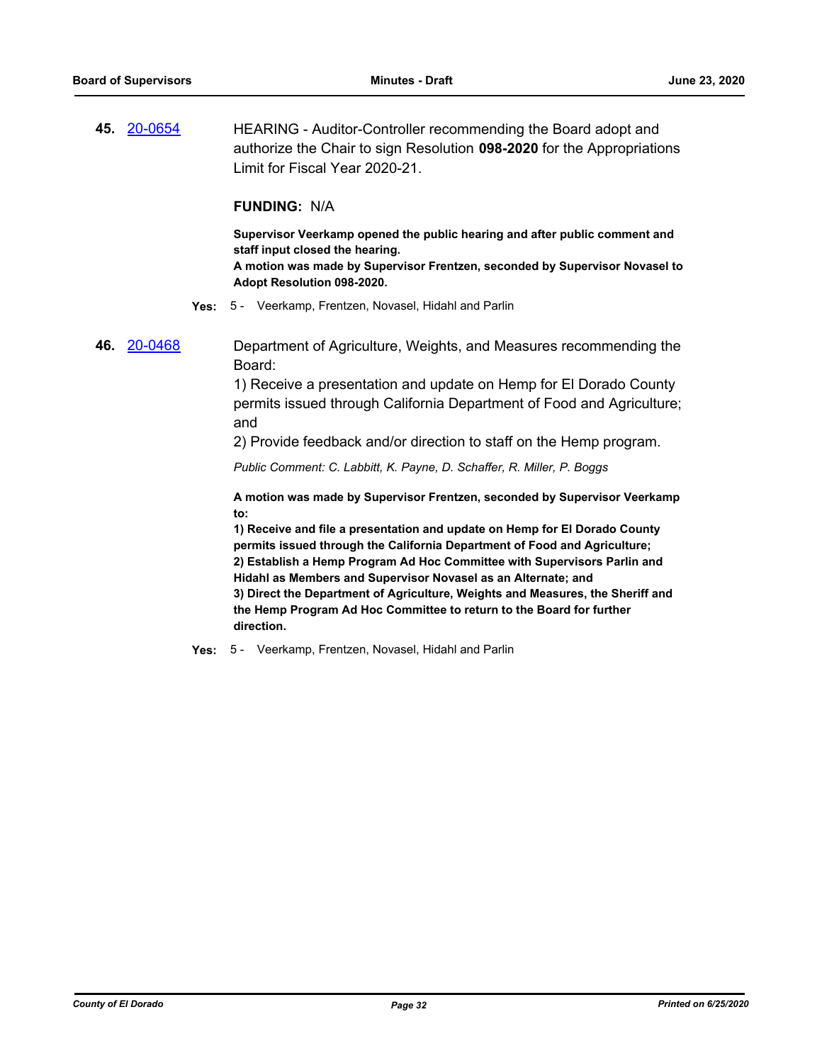**45.** 20-0654 HEARING - Auditor-Controller recommending the Board adopt and authorize the Chair to sign Resolution **098-2020** for the Appropriations Limit for Fiscal Year 2020-21.

**FUNDING:** N/A

**Supervisor Veerkamp opened the public hearing and after public comment and staff input closed the hearing.**
**A motion was made by Supervisor Frentzen, seconded by Supervisor Novasel to Adopt Resolution 098-2020.**

**Yes:** 5 - Veerkamp, Frentzen, Novasel, Hidahl and Parlin

**46.** 20-0468 Department of Agriculture, Weights, and Measures recommending the Board:

1) Receive a presentation and update on Hemp for El Dorado County permits issued through California Department of Food and Agriculture; and

2) Provide feedback and/or direction to staff on the Hemp program.

*Public Comment: C. Labbitt, K. Payne, D. Schaffer, R. Miller, P. Boggs*

**A motion was made by Supervisor Frentzen, seconded by Supervisor Veerkamp to:**
**1) Receive and file a presentation and update on Hemp for El Dorado County permits issued through the California Department of Food and Agriculture;**
**2) Establish a Hemp Program Ad Hoc Committee with Supervisors Parlin and Hidahl as Members and Supervisor Novasel as an Alternate; and**
**3) Direct the Department of Agriculture, Weights and Measures, the Sheriff and the Hemp Program Ad Hoc Committee to return to the Board for further direction.**

**Yes:** 5 - Veerkamp, Frentzen, Novasel, Hidahl and Parlin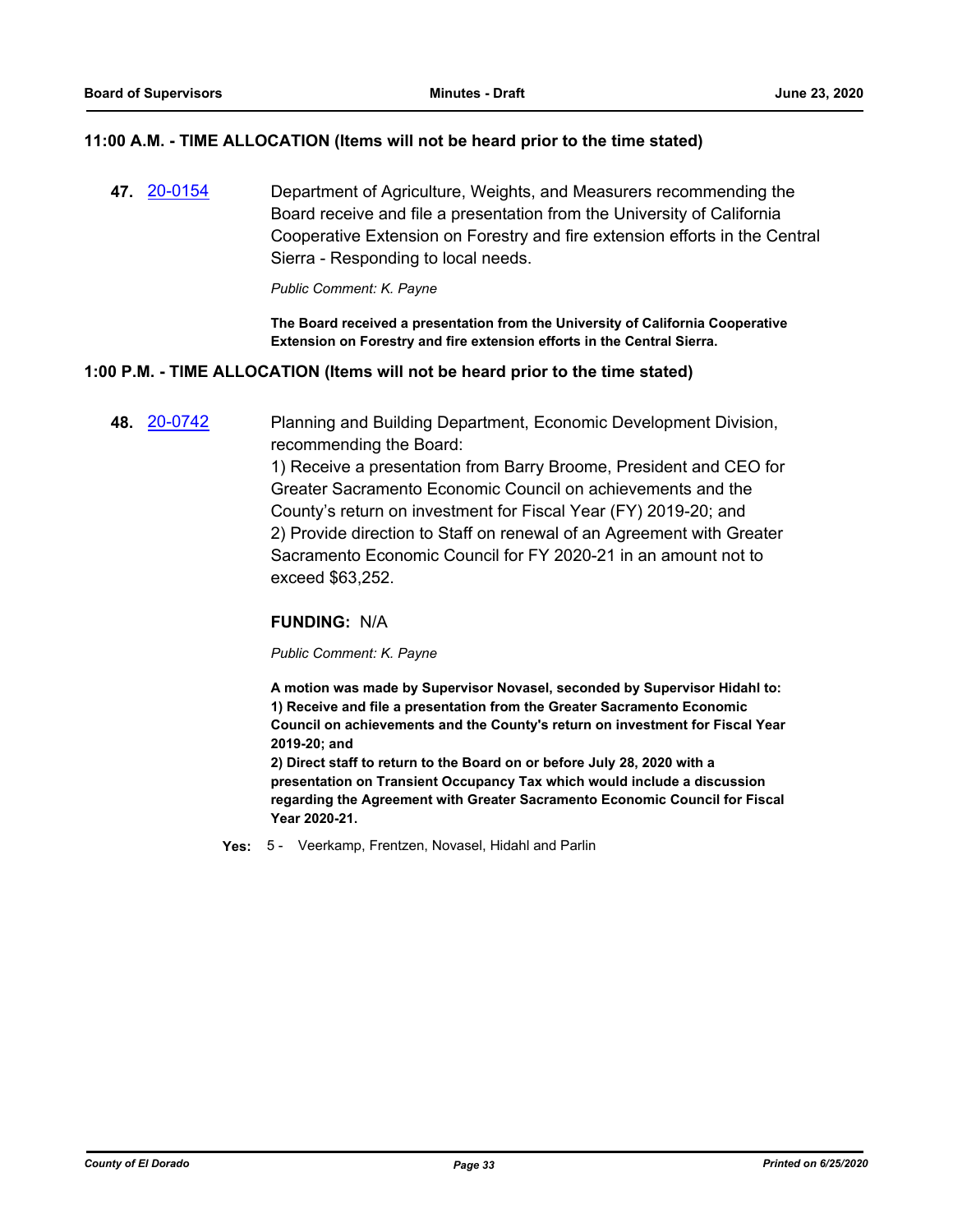## 11:00 A.M. - TIME ALLOCATION (Items will not be heard prior to the time stated)

**47.** [20-0154](20-0154) Department of Agriculture, Weights, and Measurers recommending the Board receive and file a presentation from the University of California Cooperative Extension on Forestry and fire extension efforts in the Central Sierra - Responding to local needs.

*Public Comment: K. Payne*

**The Board received a presentation from the University of California Cooperative Extension on Forestry and fire extension efforts in the Central Sierra.**

## 1:00 P.M. - TIME ALLOCATION (Items will not be heard prior to the time stated)

**48.** [20-0742](20-0742) Planning and Building Department, Economic Development Division, recommending the Board:

1) Receive a presentation from Barry Broome, President and CEO for Greater Sacramento Economic Council on achievements and the County's return on investment for Fiscal Year (FY) 2019-20; and

2) Provide direction to Staff on renewal of an Agreement with Greater Sacramento Economic Council for FY 2020-21 in an amount not to exceed $63,252.

**FUNDING:** N/A

*Public Comment: K. Payne*

**A motion was made by Supervisor Novasel, seconded by Supervisor Hidahl to:**
**1) Receive and file a presentation from the Greater Sacramento Economic Council on achievements and the County's return on investment for Fiscal Year 2019-20; and**
**2) Direct staff to return to the Board on or before July 28, 2020 with a presentation on Transient Occupancy Tax which would include a discussion regarding the Agreement with Greater Sacramento Economic Council for Fiscal Year 2020-21.**

**Yes:** 5 - Veerkamp, Frentzen, Novasel, Hidahl and Parlin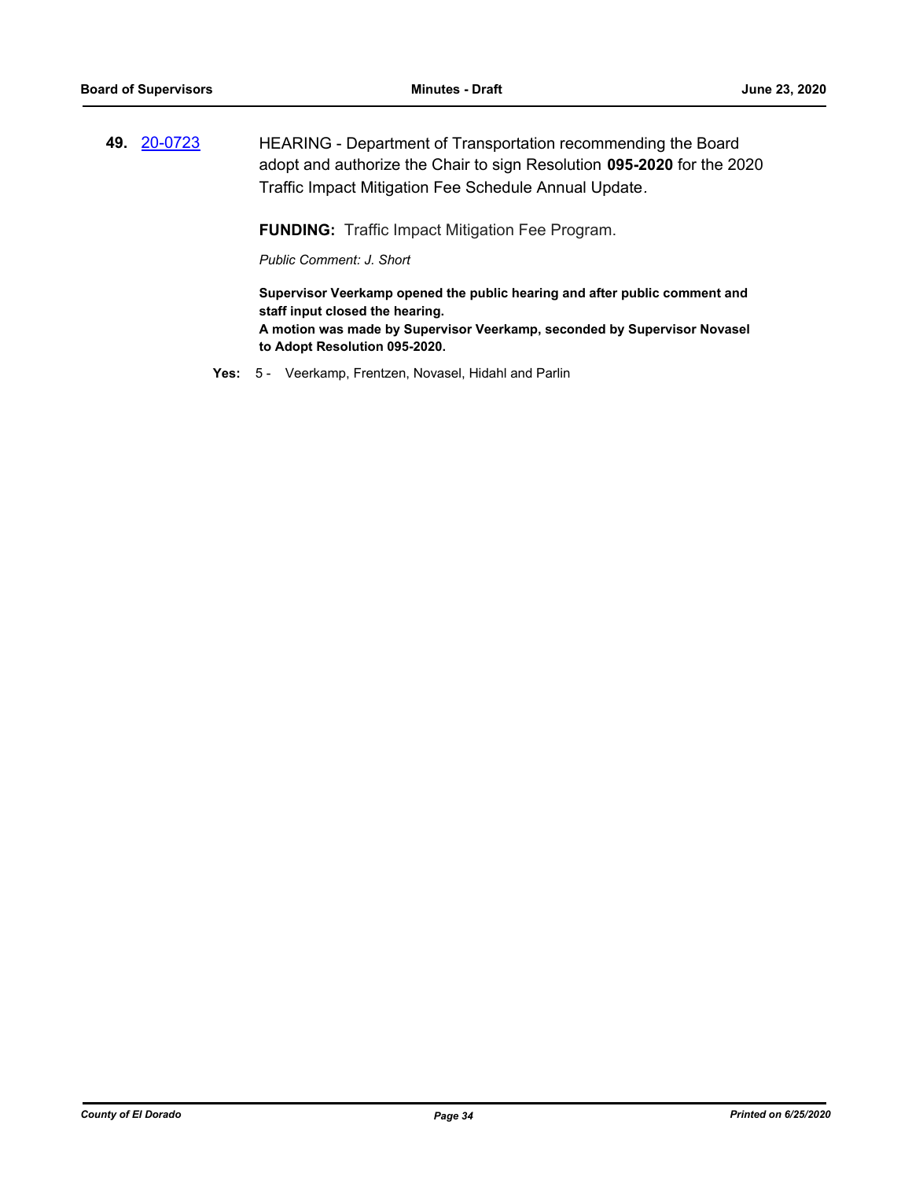**49.** [20-0723](20-0723) HEARING - Department of Transportation recommending the Board adopt and authorize the Chair to sign Resolution **095-2020** for the 2020 Traffic Impact Mitigation Fee Schedule Annual Update.

**FUNDING:** Traffic Impact Mitigation Fee Program.

*Public Comment: J. Short*

**Supervisor Veerkamp opened the public hearing and after public comment and staff input closed the hearing.**
**A motion was made by Supervisor Veerkamp, seconded by Supervisor Novasel to Adopt Resolution 095-2020.**

**Yes:** 5 - Veerkamp, Frentzen, Novasel, Hidahl and Parlin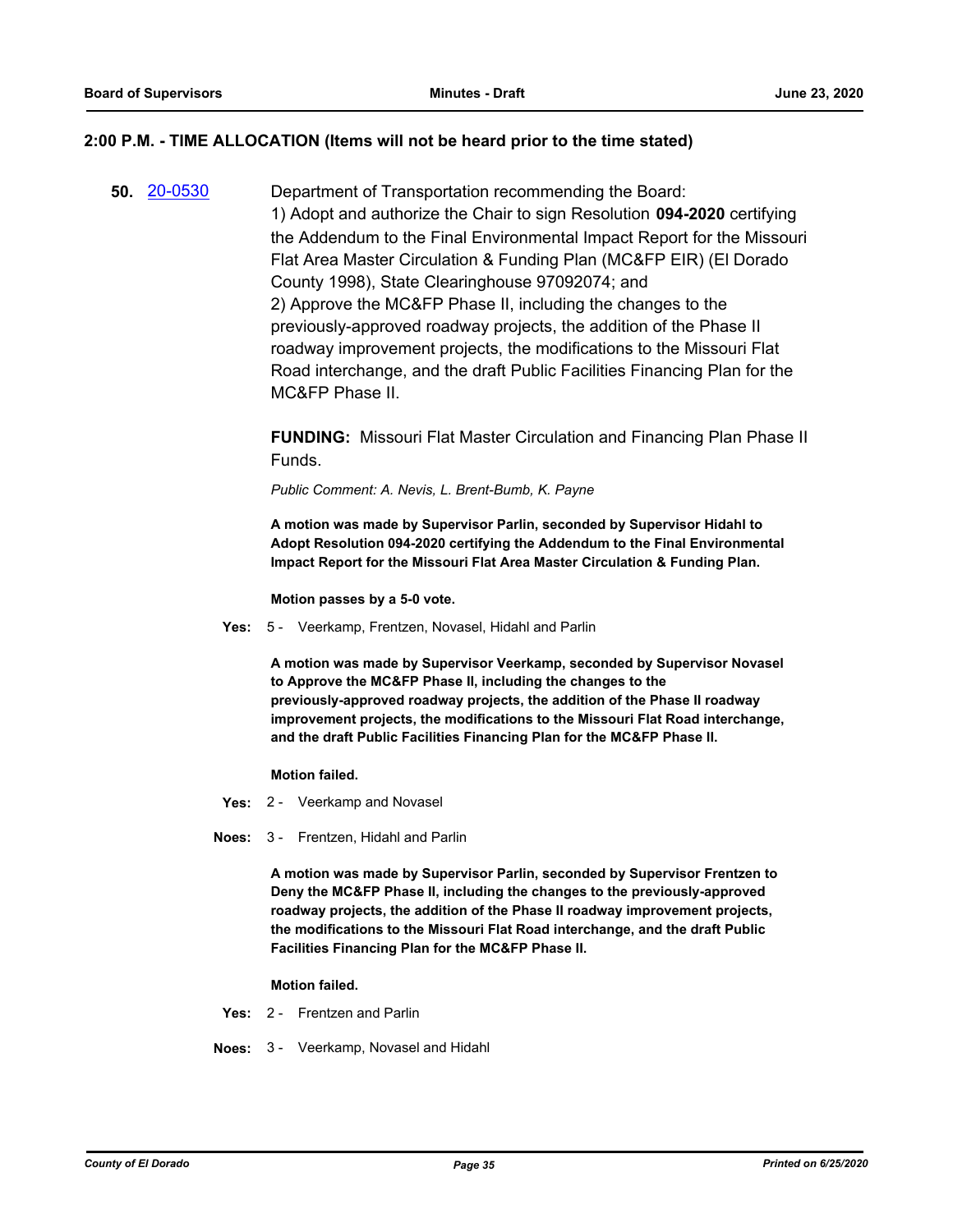## 2:00 P.M. - TIME ALLOCATION (Items will not be heard prior to the time stated)

**50.** 20-0530 Department of Transportation recommending the Board:

1) Adopt and authorize the Chair to sign Resolution **094-2020** certifying the Addendum to the Final Environmental Impact Report for the Missouri Flat Area Master Circulation & Funding Plan (MC&FP EIR) (El Dorado County 1998), State Clearinghouse 97092074; and

2) Approve the MC&FP Phase II, including the changes to the previously-approved roadway projects, the addition of the Phase II roadway improvement projects, the modifications to the Missouri Flat Road interchange, and the draft Public Facilities Financing Plan for the MC&FP Phase II.

**FUNDING:** Missouri Flat Master Circulation and Financing Plan Phase II Funds.

*Public Comment: A. Nevis, L. Brent-Bumb, K. Payne*

**A motion was made by Supervisor Parlin, seconded by Supervisor Hidahl to Adopt Resolution 094-2020 certifying the Addendum to the Final Environmental Impact Report for the Missouri Flat Area Master Circulation & Funding Plan.**

**Motion passes by a 5-0 vote.**

**Yes:** 5 - Veerkamp, Frentzen, Novasel, Hidahl and Parlin

**A motion was made by Supervisor Veerkamp, seconded by Supervisor Novasel to Approve the MC&FP Phase II, including the changes to the previously-approved roadway projects, the addition of the Phase II roadway improvement projects, the modifications to the Missouri Flat Road interchange, and the draft Public Facilities Financing Plan for the MC&FP Phase II.**

**Motion failed.**

**Yes:** 2 - Veerkamp and Novasel

**Noes:** 3 - Frentzen, Hidahl and Parlin

**A motion was made by Supervisor Parlin, seconded by Supervisor Frentzen to Deny the MC&FP Phase II, including the changes to the previously-approved roadway projects, the addition of the Phase II roadway improvement projects, the modifications to the Missouri Flat Road interchange, and the draft Public Facilities Financing Plan for the MC&FP Phase II.**

**Motion failed.**

**Yes:** 2 - Frentzen and Parlin

**Noes:** 3 - Veerkamp, Novasel and Hidahl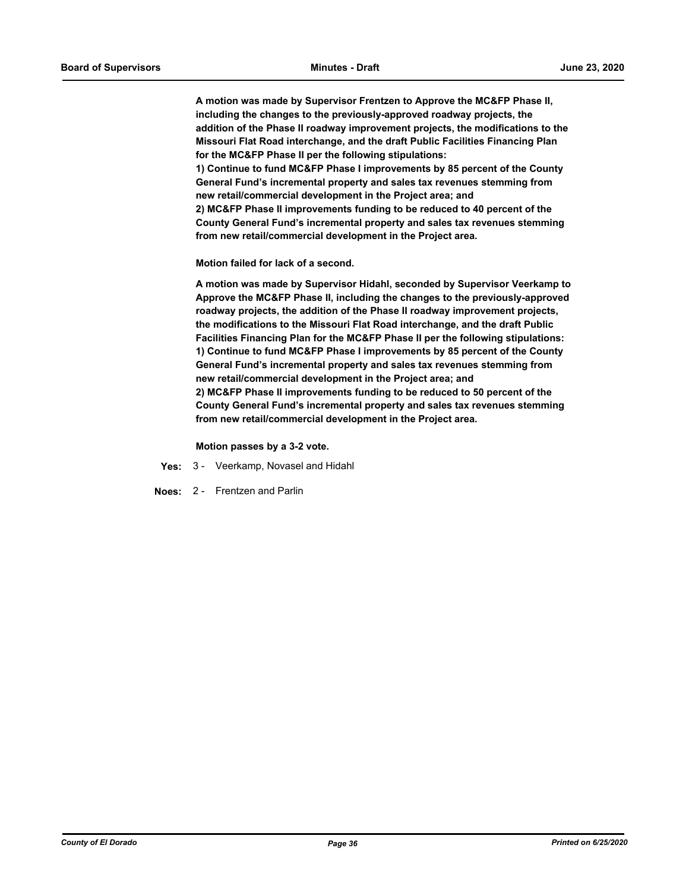**A motion was made by Supervisor Frentzen to Approve the MC&FP Phase II, including the changes to the previously-approved roadway projects, the addition of the Phase II roadway improvement projects, the modifications to the Missouri Flat Road interchange, and the draft Public Facilities Financing Plan for the MC&FP Phase II per the following stipulations:**
**1) Continue to fund MC&FP Phase I improvements by 85 percent of the County General Fund's incremental property and sales tax revenues stemming from new retail/commercial development in the Project area; and**
**2) MC&FP Phase II improvements funding to be reduced to 40 percent of the County General Fund's incremental property and sales tax revenues stemming from new retail/commercial development in the Project area.**

**Motion failed for lack of a second.**

**A motion was made by Supervisor Hidahl, seconded by Supervisor Veerkamp to Approve the MC&FP Phase II, including the changes to the previously-approved roadway projects, the addition of the Phase II roadway improvement projects, the modifications to the Missouri Flat Road interchange, and the draft Public Facilities Financing Plan for the MC&FP Phase II per the following stipulations:**
**1) Continue to fund MC&FP Phase I improvements by 85 percent of the County General Fund's incremental property and sales tax revenues stemming from new retail/commercial development in the Project area; and**
**2) MC&FP Phase II improvements funding to be reduced to 50 percent of the County General Fund's incremental property and sales tax revenues stemming from new retail/commercial development in the Project area.**

**Motion passes by a 3-2 vote.**

**Yes:** 3 - Veerkamp, Novasel and Hidahl

**Noes:** 2 - Frentzen and Parlin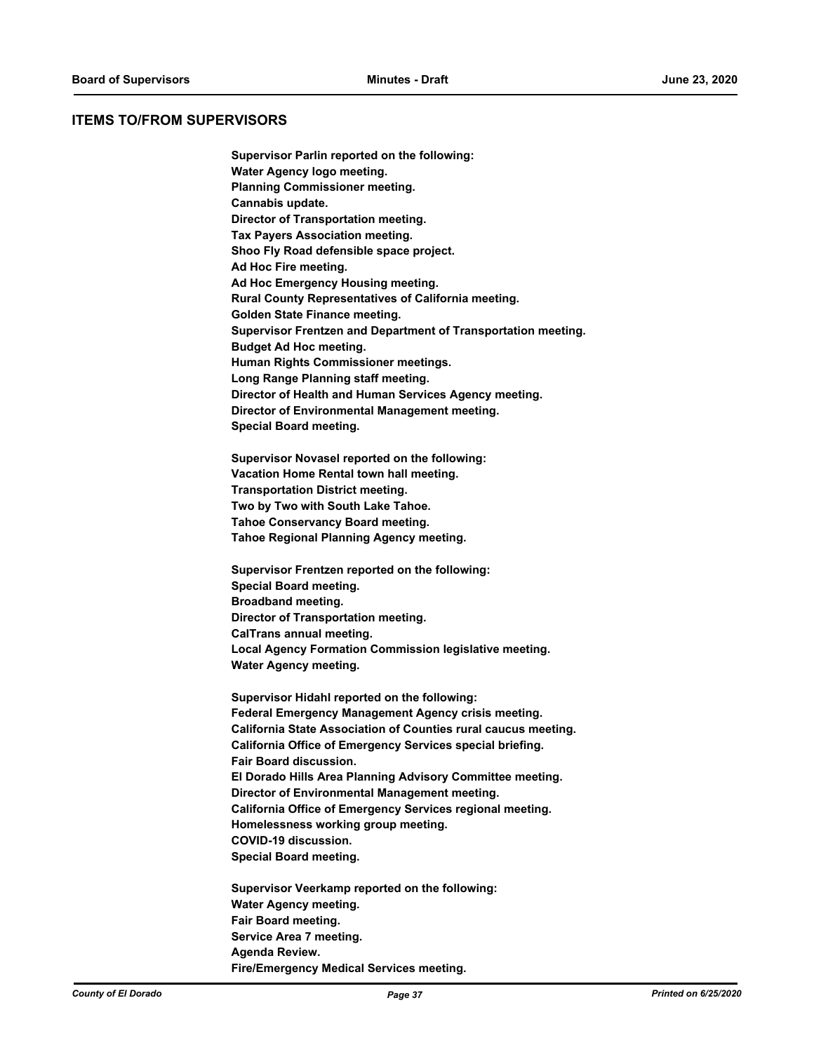## ITEMS TO/FROM SUPERVISORS

**Supervisor Parlin reported on the following:**
**Water Agency logo meeting.**
**Planning Commissioner meeting.**
**Cannabis update.**
**Director of Transportation meeting.**
**Tax Payers Association meeting.**
**Shoo Fly Road defensible space project.**
**Ad Hoc Fire meeting.**
**Ad Hoc Emergency Housing meeting.**
**Rural County Representatives of California meeting.**
**Golden State Finance meeting.**
**Supervisor Frentzen and Department of Transportation meeting.**
**Budget Ad Hoc meeting.**
**Human Rights Commissioner meetings.**
**Long Range Planning staff meeting.**
**Director of Health and Human Services Agency meeting.**
**Director of Environmental Management meeting.**
**Special Board meeting.**

**Supervisor Novasel reported on the following:**
**Vacation Home Rental town hall meeting.**
**Transportation District meeting.**
**Two by Two with South Lake Tahoe.**
**Tahoe Conservancy Board meeting.**
**Tahoe Regional Planning Agency meeting.**

**Supervisor Frentzen reported on the following:**
**Special Board meeting.**
**Broadband meeting.**
**Director of Transportation meeting.**
**CalTrans annual meeting.**
**Local Agency Formation Commission legislative meeting.**
**Water Agency meeting.**

**Supervisor Hidahl reported on the following:**
**Federal Emergency Management Agency crisis meeting.**
**California State Association of Counties rural caucus meeting.**
**California Office of Emergency Services special briefing.**
**Fair Board discussion.**
**El Dorado Hills Area Planning Advisory Committee meeting.**
**Director of Environmental Management meeting.**
**California Office of Emergency Services regional meeting.**
**Homelessness working group meeting.**
**COVID-19 discussion.**
**Special Board meeting.**

**Supervisor Veerkamp reported on the following:**
**Water Agency meeting.**
**Fair Board meeting.**
**Service Area 7 meeting.**
**Agenda Review.**
**Fire/Emergency Medical Services meeting.**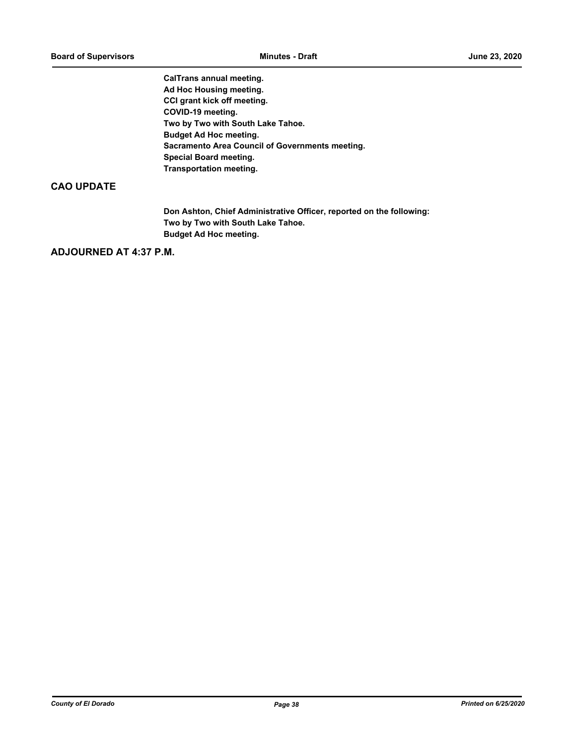**CalTrans annual meeting.**
**Ad Hoc Housing meeting.**
**CCI grant kick off meeting.**
**COVID-19 meeting.**
**Two by Two with South Lake Tahoe.**
**Budget Ad Hoc meeting.**
**Sacramento Area Council of Governments meeting.**
**Special Board meeting.**
**Transportation meeting.**

## CAO UPDATE

**Don Ashton, Chief Administrative Officer, reported on the following:**
**Two by Two with South Lake Tahoe.**
**Budget Ad Hoc meeting.**

## ADJOURNED AT 4:37 P.M.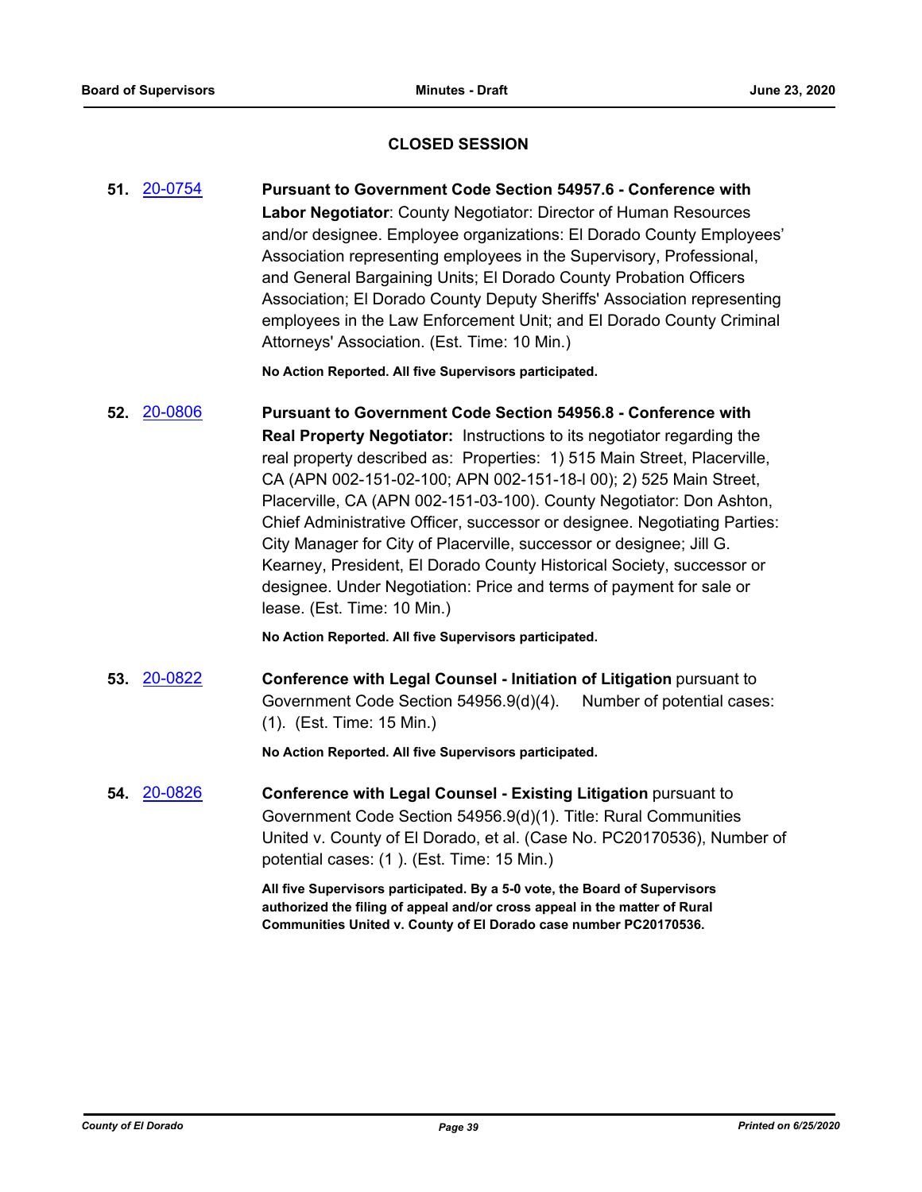## CLOSED SESSION

**51.** 20-0754 **Pursuant to Government Code Section 54957.6 - Conference with Labor Negotiator**: County Negotiator: Director of Human Resources and/or designee. Employee organizations: El Dorado County Employees' Association representing employees in the Supervisory, Professional, and General Bargaining Units; El Dorado County Probation Officers Association; El Dorado County Deputy Sheriffs' Association representing employees in the Law Enforcement Unit; and El Dorado County Criminal Attorneys' Association. (Est. Time: 10 Min.)

**No Action Reported. All five Supervisors participated.**

**52.** 20-0806 **Pursuant to Government Code Section 54956.8 - Conference with Real Property Negotiator:** Instructions to its negotiator regarding the real property described as: Properties: 1) 515 Main Street, Placerville, CA (APN 002-151-02-100; APN 002-151-18-l 00); 2) 525 Main Street, Placerville, CA (APN 002-151-03-100). County Negotiator: Don Ashton, Chief Administrative Officer, successor or designee. Negotiating Parties: City Manager for City of Placerville, successor or designee; Jill G. Kearney, President, El Dorado County Historical Society, successor or designee. Under Negotiation: Price and terms of payment for sale or lease. (Est. Time: 10 Min.)

**No Action Reported. All five Supervisors participated.**

**53.** 20-0822 **Conference with Legal Counsel - Initiation of Litigation** pursuant to Government Code Section 54956.9(d)(4). Number of potential cases: (1). (Est. Time: 15 Min.)

**No Action Reported. All five Supervisors participated.**

**54.** 20-0826 **Conference with Legal Counsel - Existing Litigation** pursuant to Government Code Section 54956.9(d)(1). Title: Rural Communities United v. County of El Dorado, et al. (Case No. PC20170536), Number of potential cases: (1 ). (Est. Time: 15 Min.)

**All five Supervisors participated. By a 5-0 vote, the Board of Supervisors authorized the filing of appeal and/or cross appeal in the matter of Rural Communities United v. County of El Dorado case number PC20170536.**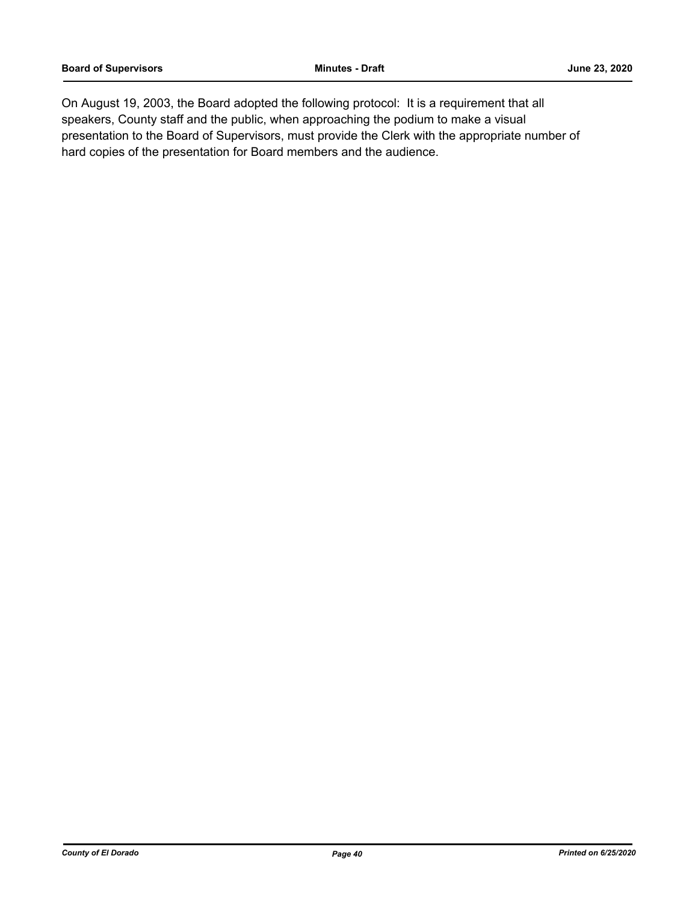On August 19, 2003, the Board adopted the following protocol: It is a requirement that all speakers, County staff and the public, when approaching the podium to make a visual presentation to the Board of Supervisors, must provide the Clerk with the appropriate number of hard copies of the presentation for Board members and the audience.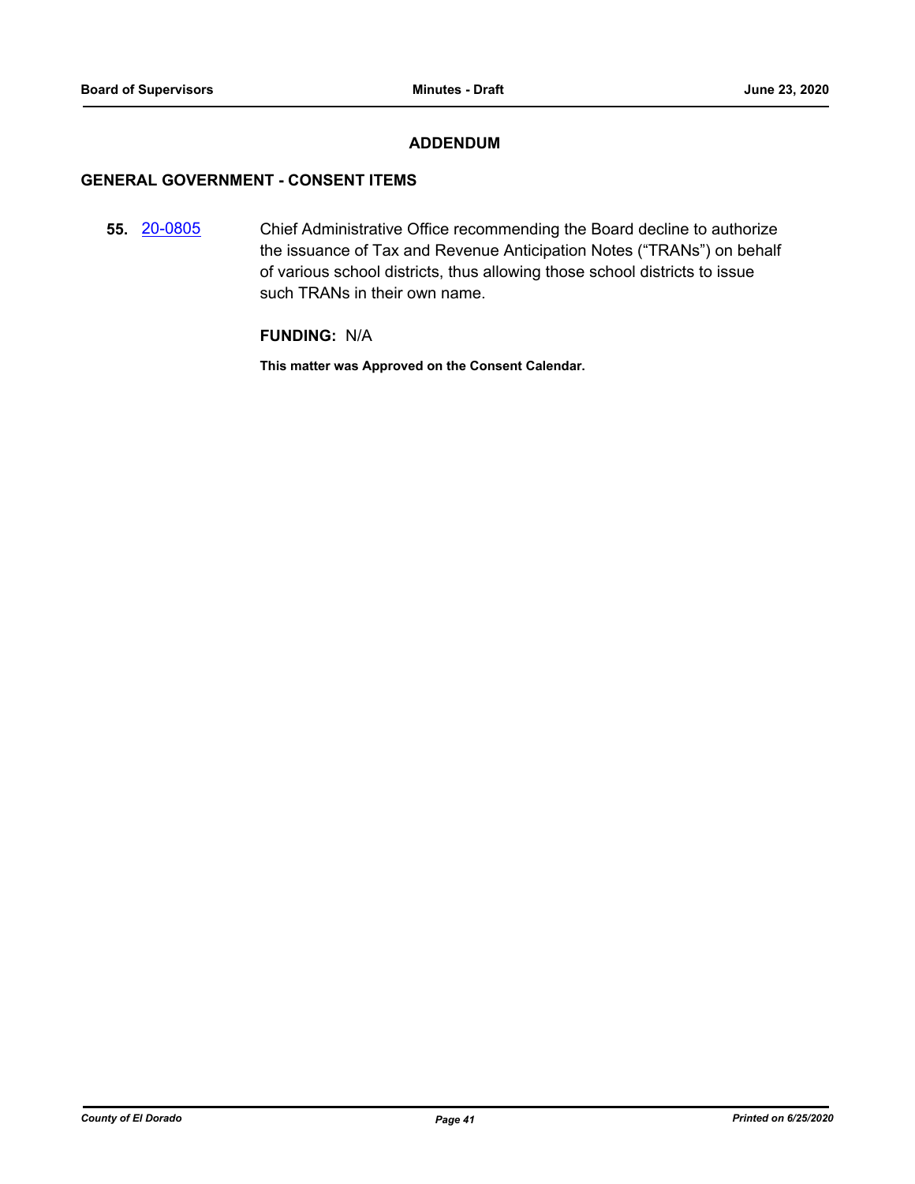## ADDENDUM

### GENERAL GOVERNMENT - CONSENT ITEMS

**55.** [20-0805](20-0805) Chief Administrative Office recommending the Board decline to authorize the issuance of Tax and Revenue Anticipation Notes ("TRANs") on behalf of various school districts, thus allowing those school districts to issue such TRANs in their own name.

**FUNDING:** N/A

**This matter was Approved on the Consent Calendar.**